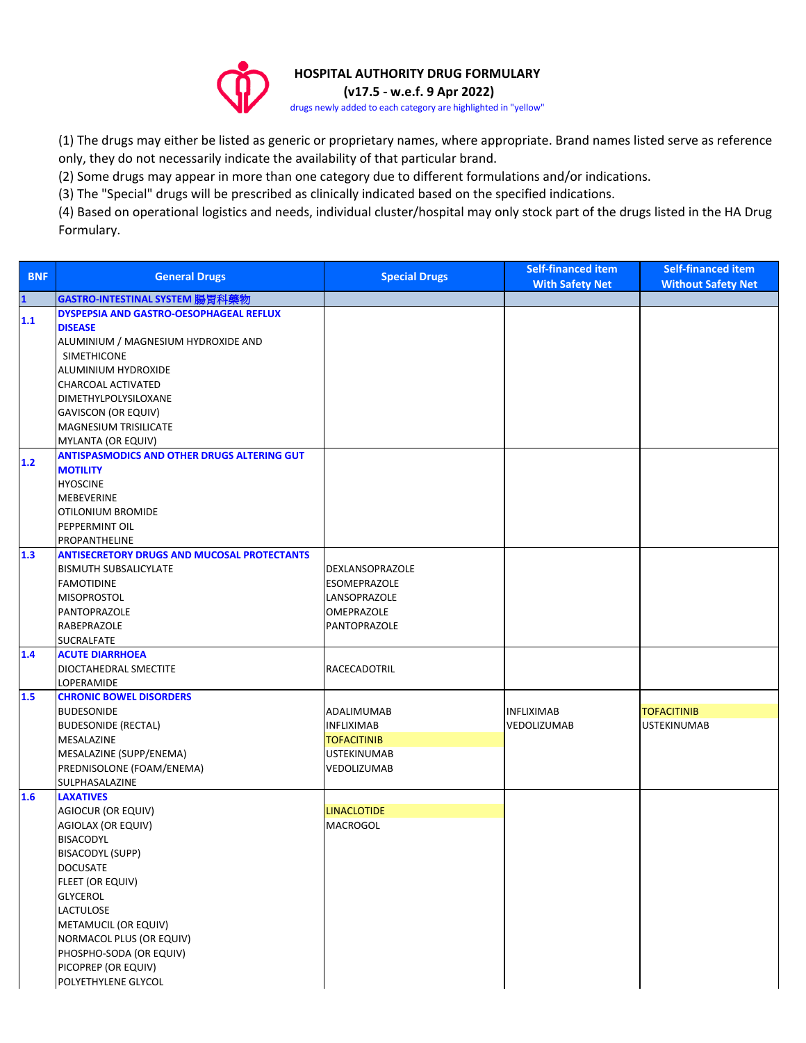# HOSPITAL AUTHORITY DRUG FORMULARY

**(v17.5 - w.e.f. 9 Apr 2022)**

drugs newly added to each category are highlighted in "yellow"

(1) The drugs may either be listed as generic or proprietary names, where appropriate. Brand names listed serve as reference only, they do not necessarily indicate the availability of that particular brand.
(2) Some drugs may appear in more than one category due to different formulations and/or indications.
(3) The "Special" drugs will be prescribed as clinically indicated based on the specified indications.
(4) Based on operational logistics and needs, individual cluster/hospital may only stock part of the drugs listed in the HA Drug Formulary.

| BNF | General Drugs | Special Drugs | Self-financed item With Safety Net | Self-financed item Without Safety Net |
|---|---|---|---|---|
| 1 | GASTRO-INTESTINAL SYSTEM 腸胃科藥物 | | | |
| 1.1 | DYSPEPSIA AND GASTRO-OESOPHAGEAL REFLUX DISEASE | | | |
| | ALUMINIUM / MAGNESIUM HYDROXIDE AND SIMETHICONE | | | |
| | ALUMINIUM HYDROXIDE | | | |
| | CHARCOAL ACTIVATED | | | |
| | DIMETHYLPOLYSILOXANE | | | |
| | GAVISCON (OR EQUIV) | | | |
| | MAGNESIUM TRISILICATE | | | |
| | MYLANTA (OR EQUIV) | | | |
| 1.2 | ANTISPASMODICS AND OTHER DRUGS ALTERING GUT MOTILITY | | | |
| | HYOSCINE | | | |
| | MEBEVERINE | | | |
| | OTILONIUM BROMIDE | | | |
| | PEPPERMINT OIL | | | |
| | PROPANTHELINE | | | |
| 1.3 | ANTISECRETORY DRUGS AND MUCOSAL PROTECTANTS | | | |
| | BISMUTH SUBSALICYLATE | DEXLANSOPRAZOLE | | |
| | FAMOTIDINE | ESOMEPRAZOLE | | |
| | MISOPROSTOL | LANSOPRAZOLE | | |
| | PANTOPRAZOLE | OMEPRAZOLE | | |
| | RABEPRAZOLE | PANTOPRAZOLE | | |
| | SUCRALFATE | | | |
| 1.4 | ACUTE DIARRHOEA | | | |
| | DIOCTAHEDRAL SMECTITE | RACECADOTRIL | | |
| | LOPERAMIDE | | | |
| 1.5 | CHRONIC BOWEL DISORDERS | | | |
| | BUDESONIDE | ADALIMUMAB | INFLIXIMAB | TOFACITINIB |
| | BUDESONIDE (RECTAL) | INFLIXIMAB | VEDOLIZUMAB | USTEKINUMAB |
| | MESALAZINE | TOFACITINIB | | |
| | MESALAZINE (SUPP/ENEMA) | USTEKINUMAB | | |
| | PREDNISOLONE (FOAM/ENEMA) | VEDOLIZUMAB | | |
| | SULPHASALAZINE | | | |
| 1.6 | LAXATIVES | | | |
| | AGIOCUR (OR EQUIV) | LINACLOTIDE | | |
| | AGIOLAX (OR EQUIV) | MACROGOL | | |
| | BISACODYL | | | |
| | BISACODYL (SUPP) | | | |
| | DOCUSATE | | | |
| | FLEET (OR EQUIV) | | | |
| | GLYCEROL | | | |
| | LACTULOSE | | | |
| | METAMUCIL (OR EQUIV) | | | |
| | NORMACOL PLUS (OR EQUIV) | | | |
| | PHOSPHO-SODA (OR EQUIV) | | | |
| | PICOPREP (OR EQUIV) | | | |
| | POLYETHYLENE GLYCOL | | | |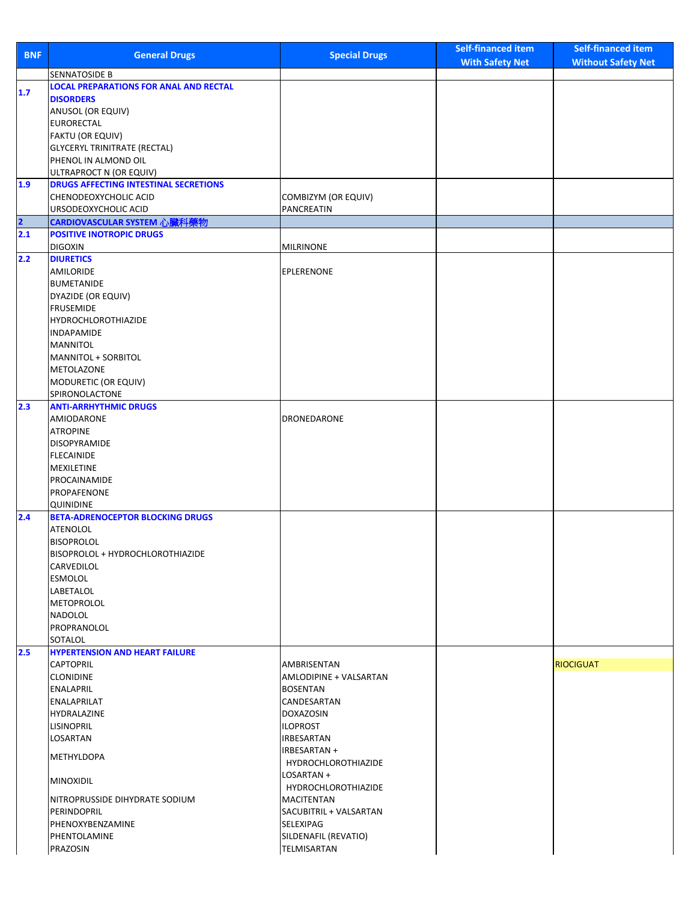| BNF | General Drugs | Special Drugs | Self-financed item With Safety Net | Self-financed item Without Safety Net |
|---|---|---|---|---|
| | SENNATOSIDE B | | | |
| 1.7 | LOCAL PREPARATIONS FOR ANAL AND RECTAL DISORDERS | | | |
| | ANUSOL (OR EQUIV) | | | |
| | EURORECTAL | | | |
| | FAKTU (OR EQUIV) | | | |
| | GLYCERYL TRINITRATE (RECTAL) | | | |
| | PHENOL IN ALMOND OIL | | | |
| | ULTRAPROCT N (OR EQUIV) | | | |
| 1.9 | DRUGS AFFECTING INTESTINAL SECRETIONS | | | |
| | CHENODEOXYCHOLIC ACID | COMBIZYM (OR EQUIV) | | |
| | URSODEOXYCHOLIC ACID | PANCREATIN | | |
| 2 | CARDIOVASCULAR SYSTEM 心臟科藥物 | | | |
| 2.1 | POSITIVE INOTROPIC DRUGS | | | |
| | DIGOXIN | MILRINONE | | |
| 2.2 | DIURETICS | | | |
| | AMILORIDE | EPLERENONE | | |
| | BUMETANIDE | | | |
| | DYAZIDE (OR EQUIV) | | | |
| | FRUSEMIDE | | | |
| | HYDROCHLOROTHIAZIDE | | | |
| | INDAPAMIDE | | | |
| | MANNITOL | | | |
| | MANNITOL + SORBITOL | | | |
| | METOLAZONE | | | |
| | MODURETIC (OR EQUIV) | | | |
| | SPIRONOLACTONE | | | |
| 2.3 | ANTI-ARRHYTHMIC DRUGS | | | |
| | AMIODARONE | DRONEDARONE | | |
| | ATROPINE | | | |
| | DISOPYRAMIDE | | | |
| | FLECAINIDE | | | |
| | MEXILETINE | | | |
| | PROCAINAMIDE | | | |
| | PROPAFENONE | | | |
| | QUINIDINE | | | |
| 2.4 | BETA-ADRENOCEPTOR BLOCKING DRUGS | | | |
| | ATENOLOL | | | |
| | BISOPROLOL | | | |
| | BISOPROLOL + HYDROCHLOROTHIAZIDE | | | |
| | CARVEDILOL | | | |
| | ESMOLOL | | | |
| | LABETALOL | | | |
| | METOPROLOL | | | |
| | NADOLOL | | | |
| | PROPRANOLOL | | | |
| | SOTALOL | | | |
| 2.5 | HYPERTENSION AND HEART FAILURE | | | |
| | CAPTOPRIL | AMBRISENTAN | | RIOCIGUAT |
| | CLONIDINE | AMLODIPINE + VALSARTAN | | |
| | ENALAPRIL | BOSENTAN | | |
| | ENALAPRILAT | CANDESARTAN | | |
| | HYDRALAZINE | DOXAZOSIN | | |
| | LISINOPRIL | ILOPROST | | |
| | LOSARTAN | IRBESARTAN | | |
| | METHYLDOPA | IRBESARTAN + HYDROCHLOROTHIAZIDE | | |
| | MINOXIDIL | LOSARTAN + HYDROCHLOROTHIAZIDE | | |
| | NITROPRUSSIDE DIHYDRATE SODIUM | MACITENTAN | | |
| | PERINDOPRIL | SACUBITRIL + VALSARTAN | | |
| | PHENOXYBENZAMINE | SELEXIPAG | | |
| | PHENTOLAMINE | SILDENAFIL (REVATIO) | | |
| | PRAZOSIN | TELMISARTAN | | |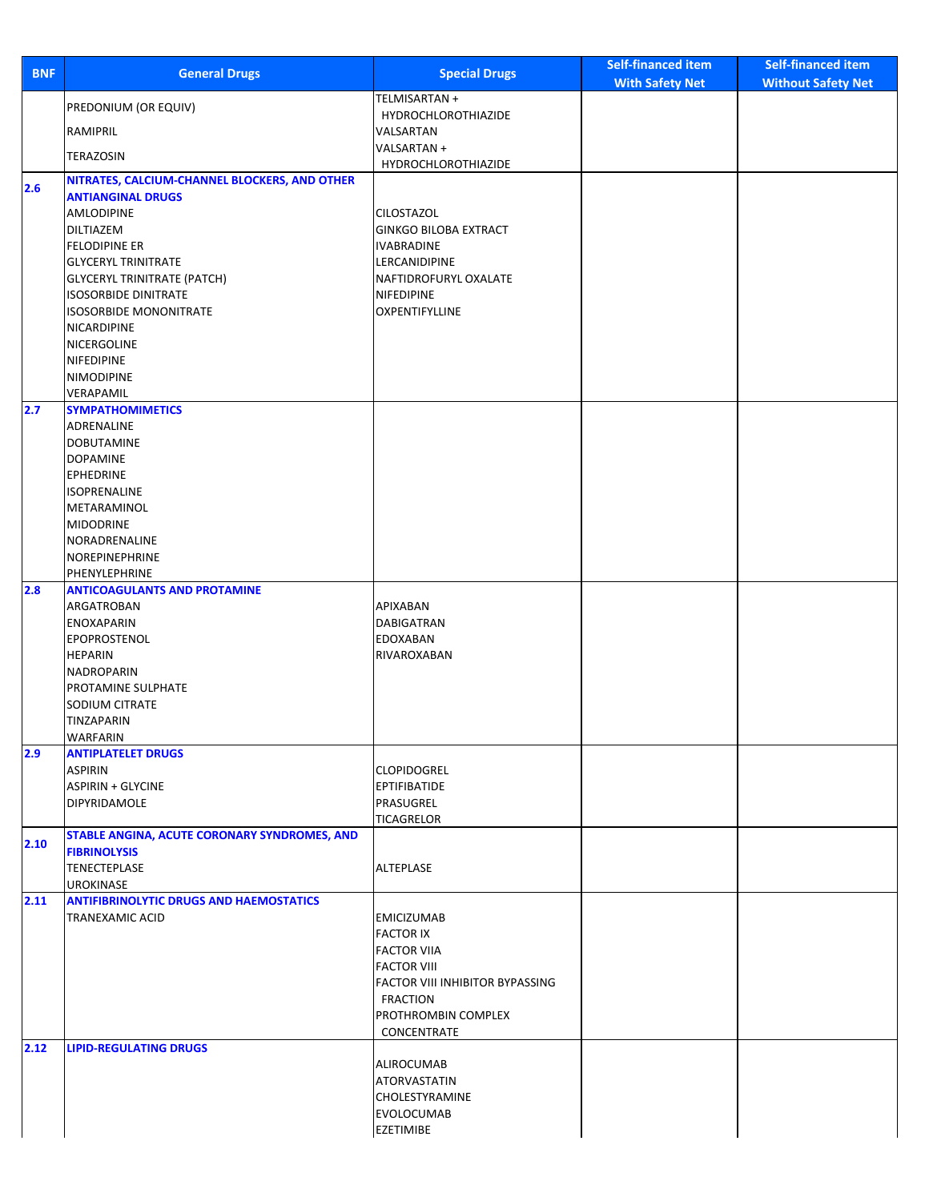| BNF | General Drugs | Special Drugs | Self-financed item With Safety Net | Self-financed item Without Safety Net |
|---|---|---|---|---|
| | PREDONIUM (OR EQUIV) | TELMISARTAN + HYDROCHLOROTHIAZIDE | | |
| | RAMIPRIL | VALSARTAN | | |
| | TERAZOSIN | VALSARTAN + HYDROCHLOROTHIAZIDE | | |
| 2.6 | **NITRATES, CALCIUM-CHANNEL BLOCKERS, AND OTHER ANTIANGINAL DRUGS** | | | |
| | AMLODIPINE | CILOSTAZOL | | |
| | DILTIAZEM | GINKGO BILOBA EXTRACT | | |
| | FELODIPINE ER | IVABRADINE | | |
| | GLYCERYL TRINITRATE | LERCANIDIPINE | | |
| | GLYCERYL TRINITRATE (PATCH) | NAFTIDROFURYL OXALATE | | |
| | ISOSORBIDE DINITRATE | NIFEDIPINE | | |
| | ISOSORBIDE MONONITRATE | OXPENTIFYLLINE | | |
| | NICARDIPINE | | | |
| | NICERGOLINE | | | |
| | NIFEDIPINE | | | |
| | NIMODIPINE | | | |
| | VERAPAMIL | | | |
| 2.7 | **SYMPATHOMIMETICS** | | | |
| | ADRENALINE | | | |
| | DOBUTAMINE | | | |
| | DOPAMINE | | | |
| | EPHEDRINE | | | |
| | ISOPRENALINE | | | |
| | METARAMINOL | | | |
| | MIDODRINE | | | |
| | NORADRENALINE | | | |
| | NOREPINEPHRINE | | | |
| | PHENYLEPHRINE | | | |
| 2.8 | **ANTICOAGULANTS AND PROTAMINE** | | | |
| | ARGATROBAN | APIXABAN | | |
| | ENOXAPARIN | DABIGATRAN | | |
| | EPOPROSTENOL | EDOXABAN | | |
| | HEPARIN | RIVAROXABAN | | |
| | NADROPARIN | | | |
| | PROTAMINE SULPHATE | | | |
| | SODIUM CITRATE | | | |
| | TINZAPARIN | | | |
| | WARFARIN | | | |
| 2.9 | **ANTIPLATELET DRUGS** | | | |
| | ASPIRIN | CLOPIDOGREL | | |
| | ASPIRIN + GLYCINE | EPTIFIBATIDE | | |
| | DIPYRIDAMOLE | PRASUGREL | | |
| | | TICAGRELOR | | |
| 2.10 | **STABLE ANGINA, ACUTE CORONARY SYNDROMES, AND FIBRINOLYSIS** | | | |
| | TENECTEPLASE | ALTEPLASE | | |
| | UROKINASE | | | |
| 2.11 | **ANTIFIBRINOLYTIC DRUGS AND HAEMOSTATICS** | | | |
| | TRANEXAMIC ACID | EMICIZUMAB | | |
| | | FACTOR IX | | |
| | | FACTOR VIIA | | |
| | | FACTOR VIII | | |
| | | FACTOR VIII INHIBITOR BYPASSING FRACTION | | |
| | | PROTHROMBIN COMPLEX CONCENTRATE | | |
| 2.12 | **LIPID-REGULATING DRUGS** | | | |
| | | ALIROCUMAB | | |
| | | ATORVASTATIN | | |
| | | CHOLESTYRAMINE | | |
| | | EVOLOCUMAB | | |
| | | EZETIMIBE | | |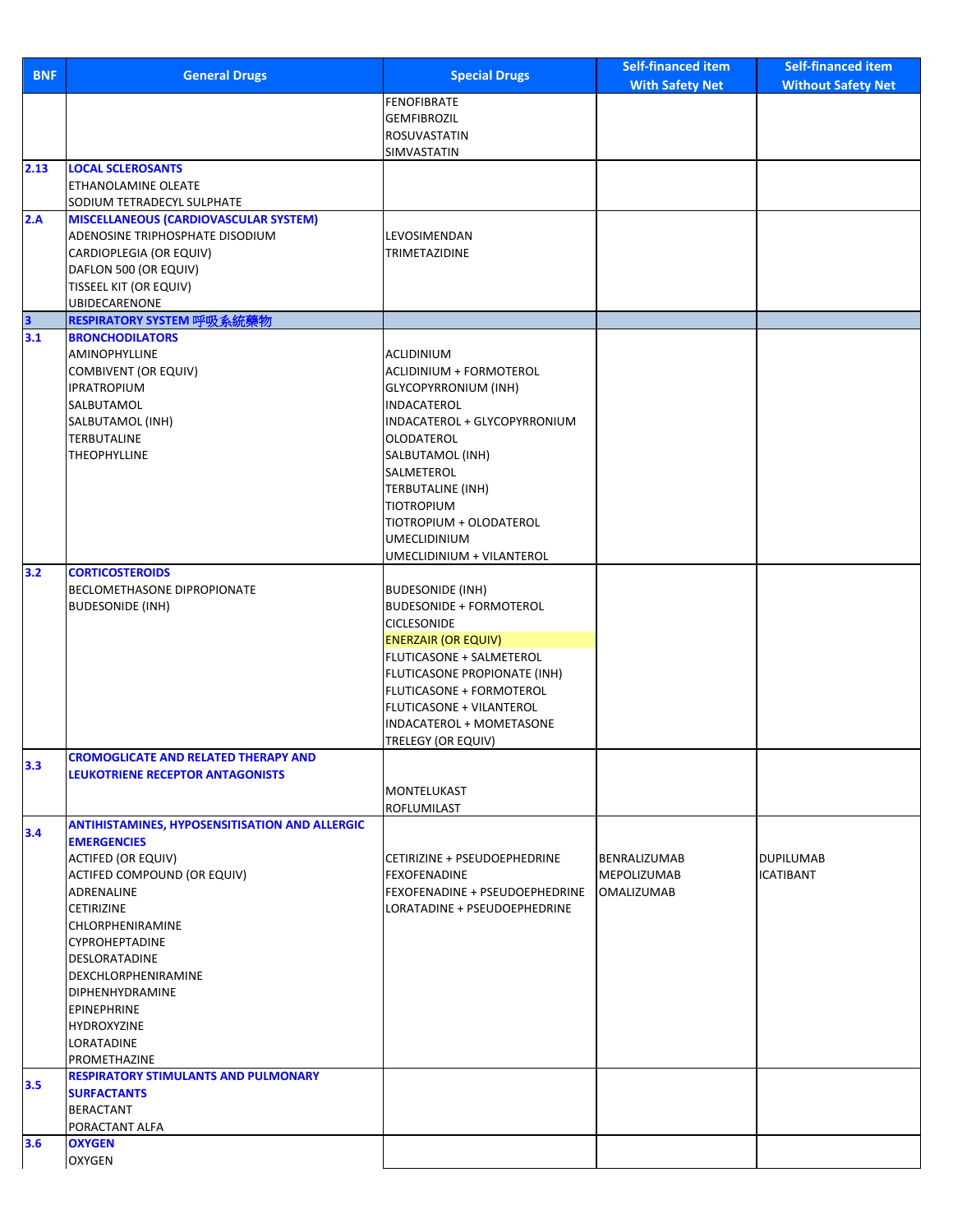| BNF | General Drugs | Special Drugs | Self-financed item With Safety Net | Self-financed item Without Safety Net |
|---|---|---|---|---|
| | | FENOFIBRATE<br>GEMFIBROZIL<br>ROSUVASTATIN<br>SIMVASTATIN | | |
| 2.13 | **LOCAL SCLEROSANTS**<br>ETHANOLAMINE OLEATE<br>SODIUM TETRADECYL SULPHATE | | | |
| 2.A | **MISCELLANEOUS (CARDIOVASCULAR SYSTEM)**<br>ADENOSINE TRIPHOSPHATE DISODIUM<br>CARDIOPLEGIA (OR EQUIV)<br>DAFLON 500 (OR EQUIV)<br>TISSEEL KIT (OR EQUIV)<br>UBIDECARENONE | LEVOSIMENDAN<br>TRIMETAZIDINE | | |
| 3 | **RESPIRATORY SYSTEM 呼吸系統藥物** | | | |
| 3.1 | **BRONCHODILATORS**<br>AMINOPHYLLINE<br>COMBIVENT (OR EQUIV)<br>IPRATROPIUM<br>SALBUTAMOL<br>SALBUTAMOL (INH)<br>TERBUTALINE<br>THEOPHYLLINE | ACLIDINIUM<br>ACLIDINIUM + FORMOTEROL<br>GLYCOPYRRONIUM (INH)<br>INDACATEROL<br>INDACATEROL + GLYCOPYRRONIUM<br>OLODATEROL<br>SALBUTAMOL (INH)<br>SALMETEROL<br>TERBUTALINE (INH)<br>TIOTROPIUM<br>TIOTROPIUM + OLODATEROL<br>UMECLIDINIUM<br>UMECLIDINIUM + VILANTEROL | | |
| 3.2 | **CORTICOSTEROIDS**<br>BECLOMETHASONE DIPROPIONATE<br>BUDESONIDE (INH) | BUDESONIDE (INH)<br>BUDESONIDE + FORMOTEROL<br>CICLESONIDE<br>ENERZAIR (OR EQUIV)<br>FLUTICASONE + SALMETEROL<br>FLUTICASONE PROPIONATE (INH)<br>FLUTICASONE + FORMOTEROL<br>FLUTICASONE + VILANTEROL<br>INDACATEROL + MOMETASONE<br>TRELEGY (OR EQUIV) | | |
| 3.3 | **CROMOGLICATE AND RELATED THERAPY AND LEUKOTRIENE RECEPTOR ANTAGONISTS** | MONTELUKAST<br>ROFLUMILAST | | |
| 3.4 | **ANTIHISTAMINES, HYPOSENSITISATION AND ALLERGIC EMERGENCIES**<br>ACTIFED (OR EQUIV)<br>ACTIFED COMPOUND (OR EQUIV)<br>ADRENALINE<br>CETIRIZINE<br>CHLORPHENIRAMINE<br>CYPROHEPTADINE<br>DESLORATADINE<br>DEXCHLORPHENIRAMINE<br>DIPHENHYDRAMINE<br>EPINEPHRINE<br>HYDROXYZINE<br>LORATADINE<br>PROMETHAZINE | CETIRIZINE + PSEUDOEPHEDRINE<br>FEXOFENADINE<br>FEXOFENADINE + PSEUDOEPHEDRINE<br>LORATADINE + PSEUDOEPHEDRINE | BENRALIZUMAB<br>MEPOLIZUMAB<br>OMALIZUMAB | DUPILUMAB<br>ICATIBANT |
| 3.5 | **RESPIRATORY STIMULANTS AND PULMONARY SURFACTANTS**<br>BERACTANT<br>PORACTANT ALFA | | | |
| 3.6 | **OXYGEN**<br>OXYGEN | | | |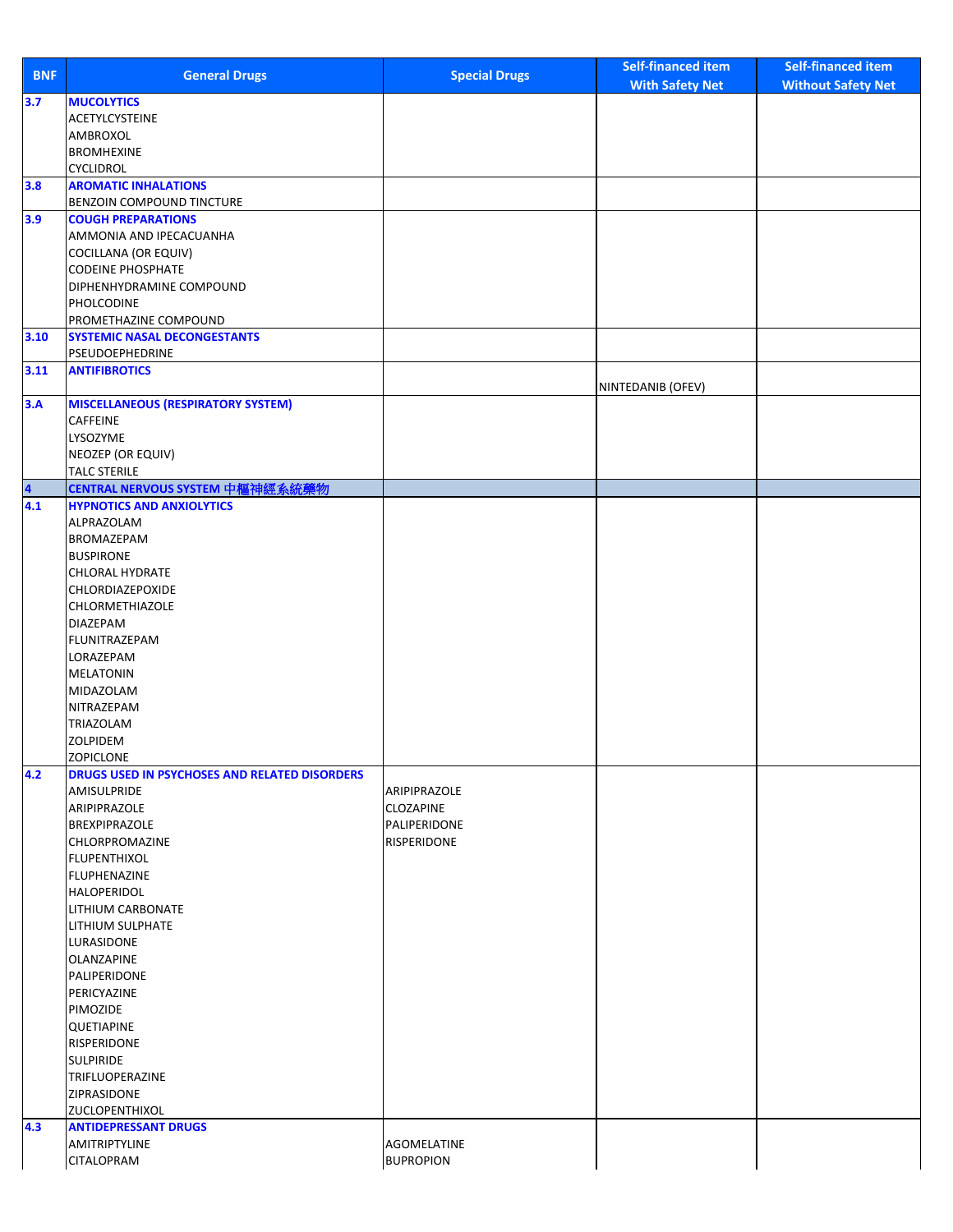| BNF | General Drugs | Special Drugs | Self-financed item With Safety Net | Self-financed item Without Safety Net |
|---|---|---|---|---|
| 3.7 | **MUCOLYTICS** | | | |
| | ACETYLCYSTEINE | | | |
| | AMBROXOL | | | |
| | BROMHEXINE | | | |
| | CYCLIDROL | | | |
| 3.8 | **AROMATIC INHALATIONS** | | | |
| | BENZOIN COMPOUND TINCTURE | | | |
| 3.9 | **COUGH PREPARATIONS** | | | |
| | AMMONIA AND IPECACUANHA | | | |
| | COCILLANA (OR EQUIV) | | | |
| | CODEINE PHOSPHATE | | | |
| | DIPHENHYDRAMINE COMPOUND | | | |
| | PHOLCODINE | | | |
| | PROMETHAZINE COMPOUND | | | |
| 3.10 | **SYSTEMIC NASAL DECONGESTANTS** | | | |
| | PSEUDOEPHEDRINE | | | |
| 3.11 | **ANTIFIBROTICS** | | | |
| | | | NINTEDANIB (OFEV) | |
| 3.A | **MISCELLANEOUS (RESPIRATORY SYSTEM)** | | | |
| | CAFFEINE | | | |
| | LYSOZYME | | | |
| | NEOZEP (OR EQUIV) | | | |
| | TALC STERILE | | | |
| 4 | **CENTRAL NERVOUS SYSTEM 中樞神經系統藥物** | | | |
| 4.1 | **HYPNOTICS AND ANXIOLYTICS** | | | |
| | ALPRAZOLAM | | | |
| | BROMAZEPAM | | | |
| | BUSPIRONE | | | |
| | CHLORAL HYDRATE | | | |
| | CHLORDIAZEPOXIDE | | | |
| | CHLORMETHIAZOLE | | | |
| | DIAZEPAM | | | |
| | FLUNITRAZEPAM | | | |
| | LORAZEPAM | | | |
| | MELATONIN | | | |
| | MIDAZOLAM | | | |
| | NITRAZEPAM | | | |
| | TRIAZOLAM | | | |
| | ZOLPIDEM | | | |
| | ZOPICLONE | | | |
| 4.2 | **DRUGS USED IN PSYCHOSES AND RELATED DISORDERS** | | | |
| | AMISULPRIDE | ARIPIPRAZOLE | | |
| | ARIPIPRAZOLE | CLOZAPINE | | |
| | BREXPIPRAZOLE | PALIPERIDONE | | |
| | CHLORPROMAZINE | RISPERIDONE | | |
| | FLUPENTHIXOL | | | |
| | FLUPHENAZINE | | | |
| | HALOPERIDOL | | | |
| | LITHIUM CARBONATE | | | |
| | LITHIUM SULPHATE | | | |
| | LURASIDONE | | | |
| | OLANZAPINE | | | |
| | PALIPERIDONE | | | |
| | PERICYAZINE | | | |
| | PIMOZIDE | | | |
| | QUETIAPINE | | | |
| | RISPERIDONE | | | |
| | SULPIRIDE | | | |
| | TRIFLUOPERAZINE | | | |
| | ZIPRASIDONE | | | |
| | ZUCLOPENTHIXOL | | | |
| 4.3 | **ANTIDEPRESSANT DRUGS** | | | |
| | AMITRIPTYLINE | AGOMELATINE | | |
| | CITALOPRAM | BUPROPION | | |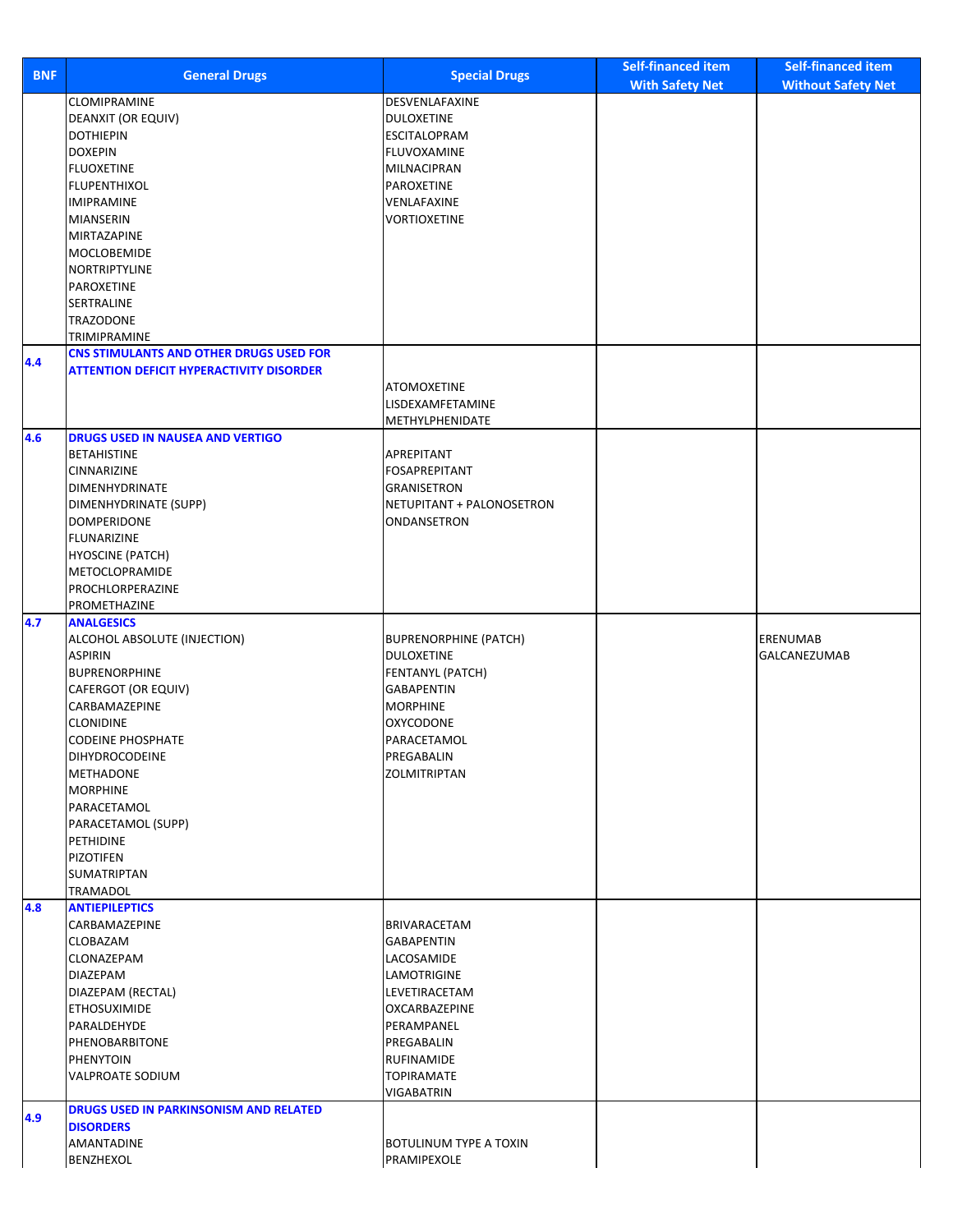| BNF | General Drugs | Special Drugs | Self-financed item With Safety Net | Self-financed item Without Safety Net |
|---|---|---|---|---|
| | CLOMIPRAMINE | DESVENLAFAXINE | | |
| | DEANXIT (OR EQUIV) | DULOXETINE | | |
| | DOTHIEPIN | ESCITALOPRAM | | |
| | DOXEPIN | FLUVOXAMINE | | |
| | FLUOXETINE | MILNACIPRAN | | |
| | FLUPENTHIXOL | PAROXETINE | | |
| | IMIPRAMINE | VENLAFAXINE | | |
| | MIANSERIN | VORTIOXETINE | | |
| | MIRTAZAPINE | | | |
| | MOCLOBEMIDE | | | |
| | NORTRIPTYLINE | | | |
| | PAROXETINE | | | |
| | SERTRALINE | | | |
| | TRAZODONE | | | |
| | TRIMIPRAMINE | | | |
| 4.4 | **CNS STIMULANTS AND OTHER DRUGS USED FOR ATTENTION DEFICIT HYPERACTIVITY DISORDER** | | | |
| | | ATOMOXETINE | | |
| | | LISDEXAMFETAMINE | | |
| | | METHYLPHENIDATE | | |
| 4.6 | **DRUGS USED IN NAUSEA AND VERTIGO** | | | |
| | BETAHISTINE | APREPITANT | | |
| | CINNARIZINE | FOSAPREPITANT | | |
| | DIMENHYDRINATE | GRANISETRON | | |
| | DIMENHYDRINATE (SUPP) | NETUPITANT + PALONOSETRON | | |
| | DOMPERIDONE | ONDANSETRON | | |
| | FLUNARIZINE | | | |
| | HYOSCINE (PATCH) | | | |
| | METOCLOPRAMIDE | | | |
| | PROCHLORPERAZINE | | | |
| | PROMETHAZINE | | | |
| 4.7 | **ANALGESICS** | | | |
| | ALCOHOL ABSOLUTE (INJECTION) | BUPRENORPHINE (PATCH) | | ERENUMAB |
| | ASPIRIN | DULOXETINE | | GALCANEZUMAB |
| | BUPRENORPHINE | FENTANYL (PATCH) | | |
| | CAFERGOT (OR EQUIV) | GABAPENTIN | | |
| | CARBAMAZEPINE | MORPHINE | | |
| | CLONIDINE | OXYCODONE | | |
| | CODEINE PHOSPHATE | PARACETAMOL | | |
| | DIHYDROCODEINE | PREGABALIN | | |
| | METHADONE | ZOLMITRIPTAN | | |
| | MORPHINE | | | |
| | PARACETAMOL | | | |
| | PARACETAMOL (SUPP) | | | |
| | PETHIDINE | | | |
| | PIZOTIFEN | | | |
| | SUMATRIPTAN | | | |
| | TRAMADOL | | | |
| 4.8 | **ANTIEPILEPTICS** | | | |
| | CARBAMAZEPINE | BRIVARACETAM | | |
| | CLOBAZAM | GABAPENTIN | | |
| | CLONAZEPAM | LACOSAMIDE | | |
| | DIAZEPAM | LAMOTRIGINE | | |
| | DIAZEPAM (RECTAL) | LEVETIRACETAM | | |
| | ETHOSUXIMIDE | OXCARBAZEPINE | | |
| | PARALDEHYDE | PERAMPANEL | | |
| | PHENOBARBITONE | PREGABALIN | | |
| | PHENYTOIN | RUFINAMIDE | | |
| | VALPROATE SODIUM | TOPIRAMATE | | |
| | | VIGABATRIN | | |
| 4.9 | **DRUGS USED IN PARKINSONISM AND RELATED DISORDERS** | | | |
| | AMANTADINE | BOTULINUM TYPE A TOXIN | | |
| | BENZHEXOL | PRAMIPEXOLE | | |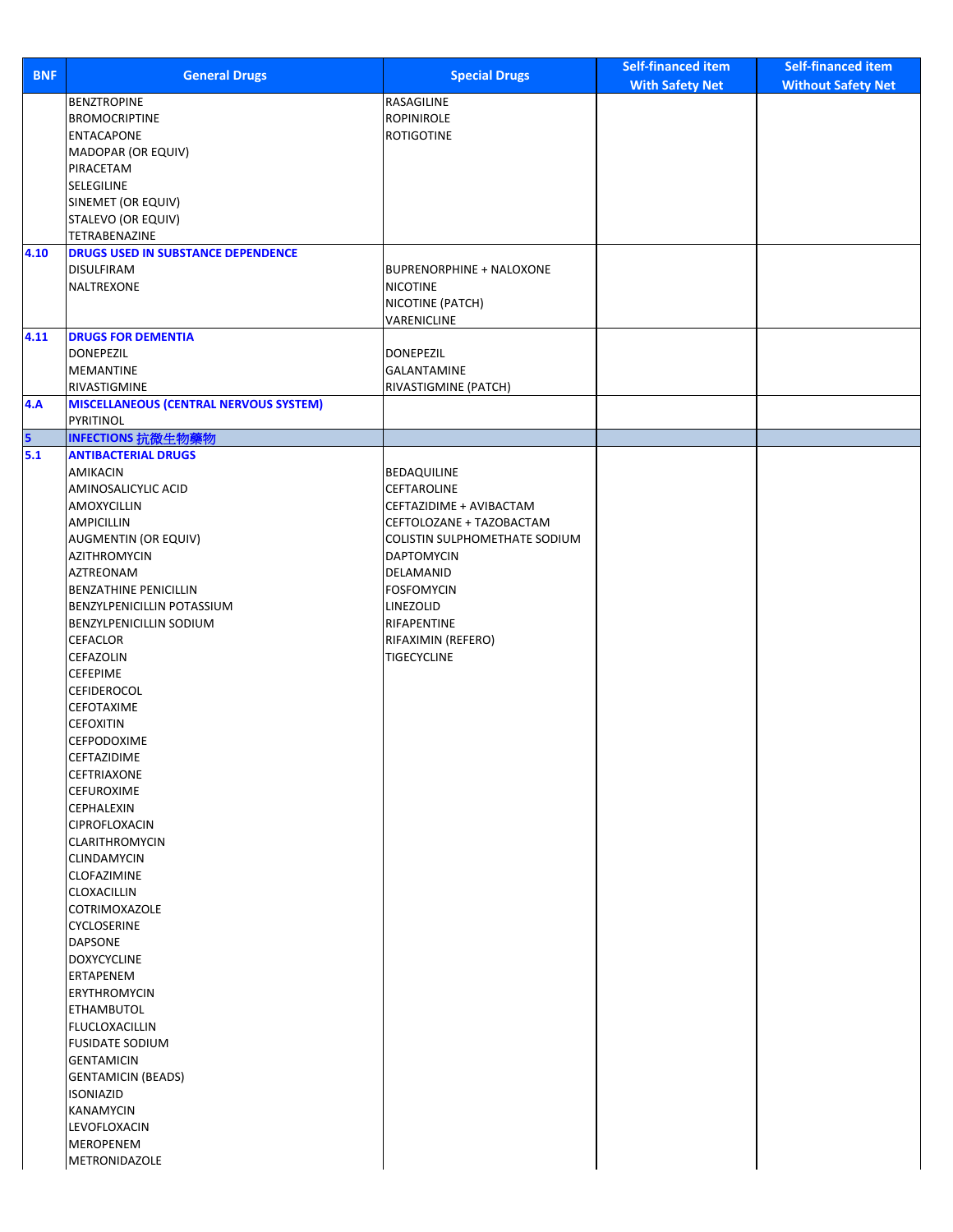| BNF | General Drugs | Special Drugs | Self-financed item With Safety Net | Self-financed item Without Safety Net |
|---|---|---|---|---|
| | BENZTROPINE | RASAGILINE | | |
| | BROMOCRIPTINE | ROPINIROLE | | |
| | ENTACAPONE | ROTIGOTINE | | |
| | MADOPAR (OR EQUIV) | | | |
| | PIRACETAM | | | |
| | SELEGILINE | | | |
| | SINEMET (OR EQUIV) | | | |
| | STALEVO (OR EQUIV) | | | |
| | TETRABENAZINE | | | |
| 4.10 | **DRUGS USED IN SUBSTANCE DEPENDENCE** | | | |
| | DISULFIRAM | BUPRENORPHINE + NALOXONE | | |
| | NALTREXONE | NICOTINE | | |
| | | NICOTINE (PATCH) | | |
| | | VARENICLINE | | |
| 4.11 | **DRUGS FOR DEMENTIA** | | | |
| | DONEPEZIL | DONEPEZIL | | |
| | MEMANTINE | GALANTAMINE | | |
| | RIVASTIGMINE | RIVASTIGMINE (PATCH) | | |
| 4.A | **MISCELLANEOUS (CENTRAL NERVOUS SYSTEM)** | | | |
| | PYRITINOL | | | |
| 5 | **INFECTIONS 抗微生物藥物** | | | |
| 5.1 | **ANTIBACTERIAL DRUGS** | | | |
| | AMIKACIN | BEDAQUILINE | | |
| | AMINOSALICYLIC ACID | CEFTAROLINE | | |
| | AMOXYCILLIN | CEFTAZIDIME + AVIBACTAM | | |
| | AMPICILLIN | CEFTOLOZANE + TAZOBACTAM | | |
| | AUGMENTIN (OR EQUIV) | COLISTIN SULPHOMETHATE SODIUM | | |
| | AZITHROMYCIN | DAPTOMYCIN | | |
| | AZTREONAM | DELAMANID | | |
| | BENZATHINE PENICILLIN | FOSFOMYCIN | | |
| | BENZYLPENICILLIN POTASSIUM | LINEZOLID | | |
| | BENZYLPENICILLIN SODIUM | RIFAPENTINE | | |
| | CEFACLOR | RIFAXIMIN (REFERO) | | |
| | CEFAZOLIN | TIGECYCLINE | | |
| | CEFEPIME | | | |
| | CEFIDEROCOL | | | |
| | CEFOTAXIME | | | |
| | CEFOXITIN | | | |
| | CEFPODOXIME | | | |
| | CEFTAZIDIME | | | |
| | CEFTRIAXONE | | | |
| | CEFUROXIME | | | |
| | CEPHALEXIN | | | |
| | CIPROFLOXACIN | | | |
| | CLARITHROMYCIN | | | |
| | CLINDAMYCIN | | | |
| | CLOFAZIMINE | | | |
| | CLOXACILLIN | | | |
| | COTRIMOXAZOLE | | | |
| | CYCLOSERINE | | | |
| | DAPSONE | | | |
| | DOXYCYCLINE | | | |
| | ERTAPENEM | | | |
| | ERYTHROMYCIN | | | |
| | ETHAMBUTOL | | | |
| | FLUCLOXACILLIN | | | |
| | FUSIDATE SODIUM | | | |
| | GENTAMICIN | | | |
| | GENTAMICIN (BEADS) | | | |
| | ISONIAZID | | | |
| | KANAMYCIN | | | |
| | LEVOFLOXACIN | | | |
| | MEROPENEM | | | |
| | METRONIDAZOLE | | | |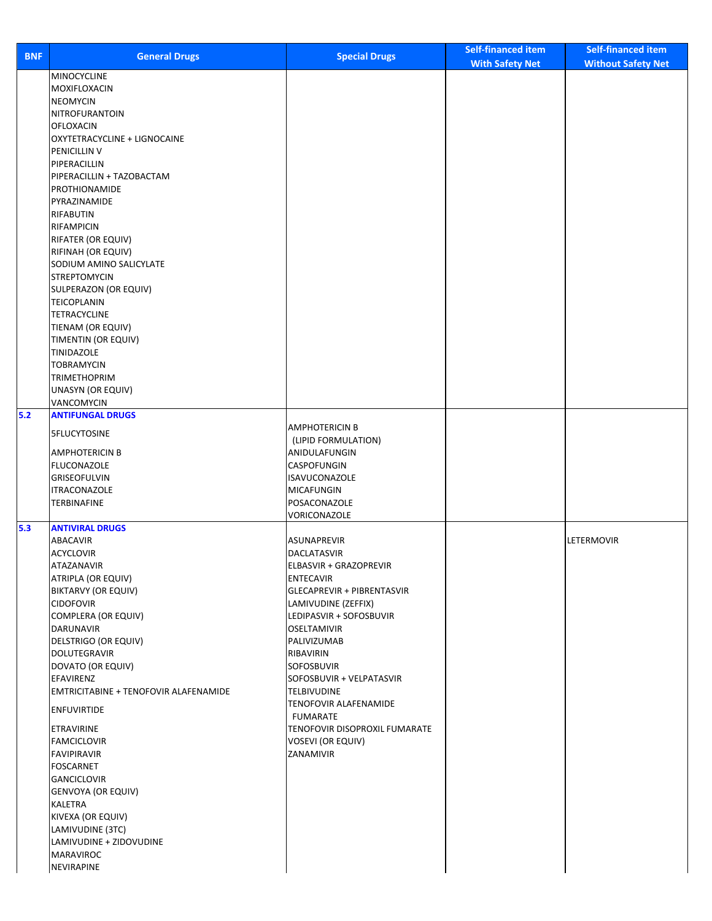| BNF | General Drugs | Special Drugs | Self-financed item With Safety Net | Self-financed item Without Safety Net |
|---|---|---|---|---|
| | MINOCYCLINE | | | |
| | MOXIFLOXACIN | | | |
| | NEOMYCIN | | | |
| | NITROFURANTOIN | | | |
| | OFLOXACIN | | | |
| | OXYTETRACYCLINE + LIGNOCAINE | | | |
| | PENICILLIN V | | | |
| | PIPERACILLIN | | | |
| | PIPERACILLIN + TAZOBACTAM | | | |
| | PROTHIONAMIDE | | | |
| | PYRAZINAMIDE | | | |
| | RIFABUTIN | | | |
| | RIFAMPICIN | | | |
| | RIFATER (OR EQUIV) | | | |
| | RIFINAH (OR EQUIV) | | | |
| | SODIUM AMINO SALICYLATE | | | |
| | STREPTOMYCIN | | | |
| | SULPERAZON (OR EQUIV) | | | |
| | TEICOPLANIN | | | |
| | TETRACYCLINE | | | |
| | TIENAM (OR EQUIV) | | | |
| | TIMENTIN (OR EQUIV) | | | |
| | TINIDAZOLE | | | |
| | TOBRAMYCIN | | | |
| | TRIMETHOPRIM | | | |
| | UNASYN (OR EQUIV) | | | |
| | VANCOMYCIN | | | |
| 5.2 | **ANTIFUNGAL DRUGS** | | | |
| | 5FLUCYTOSINE | AMPHOTERICIN B (LIPID FORMULATION) | | |
| | AMPHOTERICIN B | ANIDULAFUNGIN | | |
| | FLUCONAZOLE | CASPOFUNGIN | | |
| | GRISEOFULVIN | ISAVUCONAZOLE | | |
| | ITRACONAZOLE | MICAFUNGIN | | |
| | TERBINAFINE | POSACONAZOLE | | |
| | | VORICONAZOLE | | |
| 5.3 | **ANTIVIRAL DRUGS** | | | |
| | ABACAVIR | ASUNAPREVIR | | LETERMOVIR |
| | ACYCLOVIR | DACLATASVIR | | |
| | ATAZANAVIR | ELBASVIR + GRAZOPREVIR | | |
| | ATRIPLA (OR EQUIV) | ENTECAVIR | | |
| | BIKTARVY (OR EQUIV) | GLECAPREVIR + PIBRENTASVIR | | |
| | CIDOFOVIR | LAMIVUDINE (ZEFFIX) | | |
| | COMPLERA (OR EQUIV) | LEDIPASVIR + SOFOSBUVIR | | |
| | DARUNAVIR | OSELTAMIVIR | | |
| | DELSTRIGO (OR EQUIV) | PALIVIZUMAB | | |
| | DOLUTEGRAVIR | RIBAVIRIN | | |
| | DOVATO (OR EQUIV) | SOFOSBUVIR | | |
| | EFAVIRENZ | SOFOSBUVIR + VELPATASVIR | | |
| | EMTRICITABINE + TENOFOVIR ALAFENAMIDE | TELBIVUDINE | | |
| | ENFUVIRTIDE | TENOFOVIR ALAFENAMIDE FUMARATE | | |
| | ETRAVIRINE | TENOFOVIR DISOPROXIL FUMARATE | | |
| | FAMCICLOVIR | VOSEVI (OR EQUIV) | | |
| | FAVIPIRAVIR | ZANAMIVIR | | |
| | FOSCARNET | | | |
| | GANCICLOVIR | | | |
| | GENVOYA (OR EQUIV) | | | |
| | KALETRA | | | |
| | KIVEXA (OR EQUIV) | | | |
| | LAMIVUDINE (3TC) | | | |
| | LAMIVUDINE + ZIDOVUDINE | | | |
| | MARAVIROC | | | |
| | NEVIRAPINE | | | |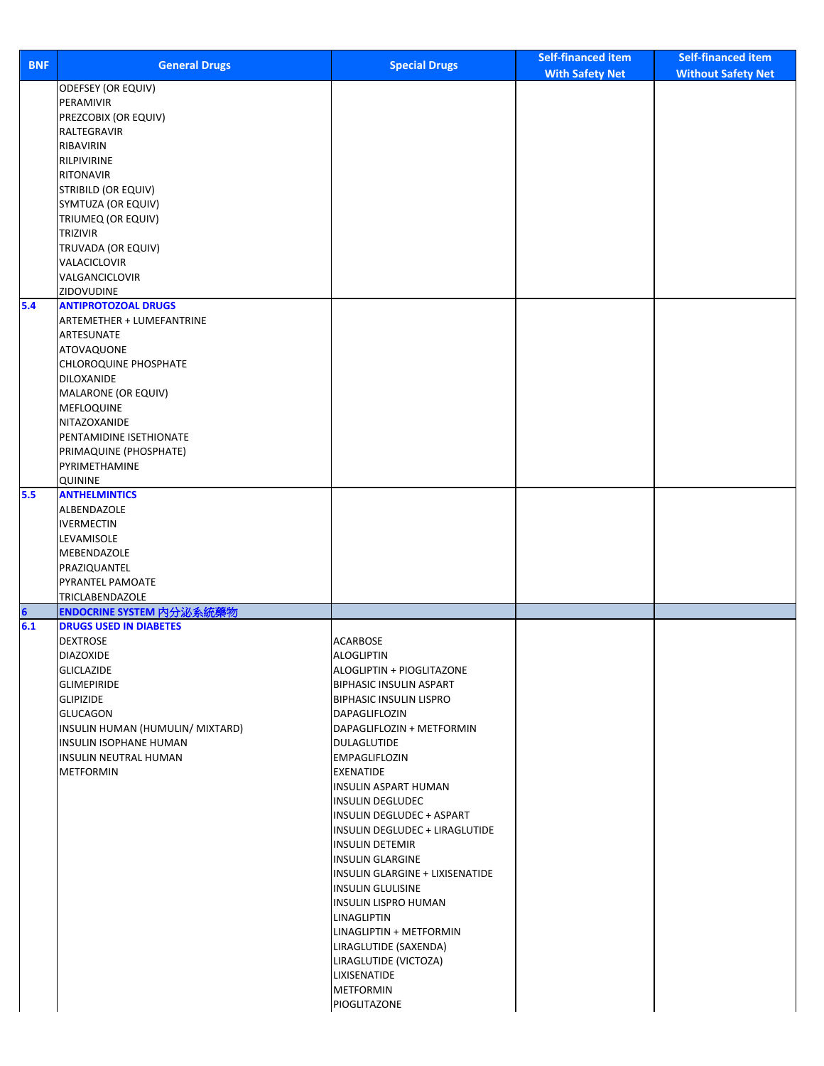| BNF | General Drugs | Special Drugs | Self-financed item With Safety Net | Self-financed item Without Safety Net |
|---|---|---|---|---|
| | ODEFSEY (OR EQUIV) | | | |
| | PERAMIVIR | | | |
| | PREZCOBIX (OR EQUIV) | | | |
| | RALTEGRAVIR | | | |
| | RIBAVIRIN | | | |
| | RILPIVIRINE | | | |
| | RITONAVIR | | | |
| | STRIBILD (OR EQUIV) | | | |
| | SYMTUZA (OR EQUIV) | | | |
| | TRIUMEQ (OR EQUIV) | | | |
| | TRIZIVIR | | | |
| | TRUVADA (OR EQUIV) | | | |
| | VALACICLOVIR | | | |
| | VALGANCICLOVIR | | | |
| | ZIDOVUDINE | | | |
| 5.4 | **ANTIPROTOZOAL DRUGS** | | | |
| | ARTEMETHER + LUMEFANTRINE | | | |
| | ARTESUNATE | | | |
| | ATOVAQUONE | | | |
| | CHLOROQUINE PHOSPHATE | | | |
| | DILOXANIDE | | | |
| | MALARONE (OR EQUIV) | | | |
| | MEFLOQUINE | | | |
| | NITAZOXANIDE | | | |
| | PENTAMIDINE ISETHIONATE | | | |
| | PRIMAQUINE (PHOSPHATE) | | | |
| | PYRIMETHAMINE | | | |
| | QUININE | | | |
| 5.5 | **ANTHELMINTICS** | | | |
| | ALBENDAZOLE | | | |
| | IVERMECTIN | | | |
| | LEVAMISOLE | | | |
| | MEBENDAZOLE | | | |
| | PRAZIQUANTEL | | | |
| | PYRANTEL PAMOATE | | | |
| | TRICLABENDAZOLE | | | |
| 6 | **ENDOCRINE SYSTEM 內分泌系統藥物** | | | |
| 6.1 | **DRUGS USED IN DIABETES** | | | |
| | DEXTROSE | ACARBOSE | | |
| | DIAZOXIDE | ALOGLIPTIN | | |
| | GLICLAZIDE | ALOGLIPTIN + PIOGLITAZONE | | |
| | GLIMEPIRIDE | BIPHASIC INSULIN ASPART | | |
| | GLIPIZIDE | BIPHASIC INSULIN LISPRO | | |
| | GLUCAGON | DAPAGLIFLOZIN | | |
| | INSULIN HUMAN (HUMULIN/ MIXTARD) | DAPAGLIFLOZIN + METFORMIN | | |
| | INSULIN ISOPHANE HUMAN | DULAGLUTIDE | | |
| | INSULIN NEUTRAL HUMAN | EMPAGLIFLOZIN | | |
| | METFORMIN | EXENATIDE | | |
| | | INSULIN ASPART HUMAN | | |
| | | INSULIN DEGLUDEC | | |
| | | INSULIN DEGLUDEC + ASPART | | |
| | | INSULIN DEGLUDEC + LIRAGLUTIDE | | |
| | | INSULIN DETEMIR | | |
| | | INSULIN GLARGINE | | |
| | | INSULIN GLARGINE + LIXISENATIDE | | |
| | | INSULIN GLULISINE | | |
| | | INSULIN LISPRO HUMAN | | |
| | | LINAGLIPTIN | | |
| | | LINAGLIPTIN + METFORMIN | | |
| | | LIRAGLUTIDE (SAXENDA) | | |
| | | LIRAGLUTIDE (VICTOZA) | | |
| | | LIXISENATIDE | | |
| | | METFORMIN | | |
| | | PIOGLITAZONE | | |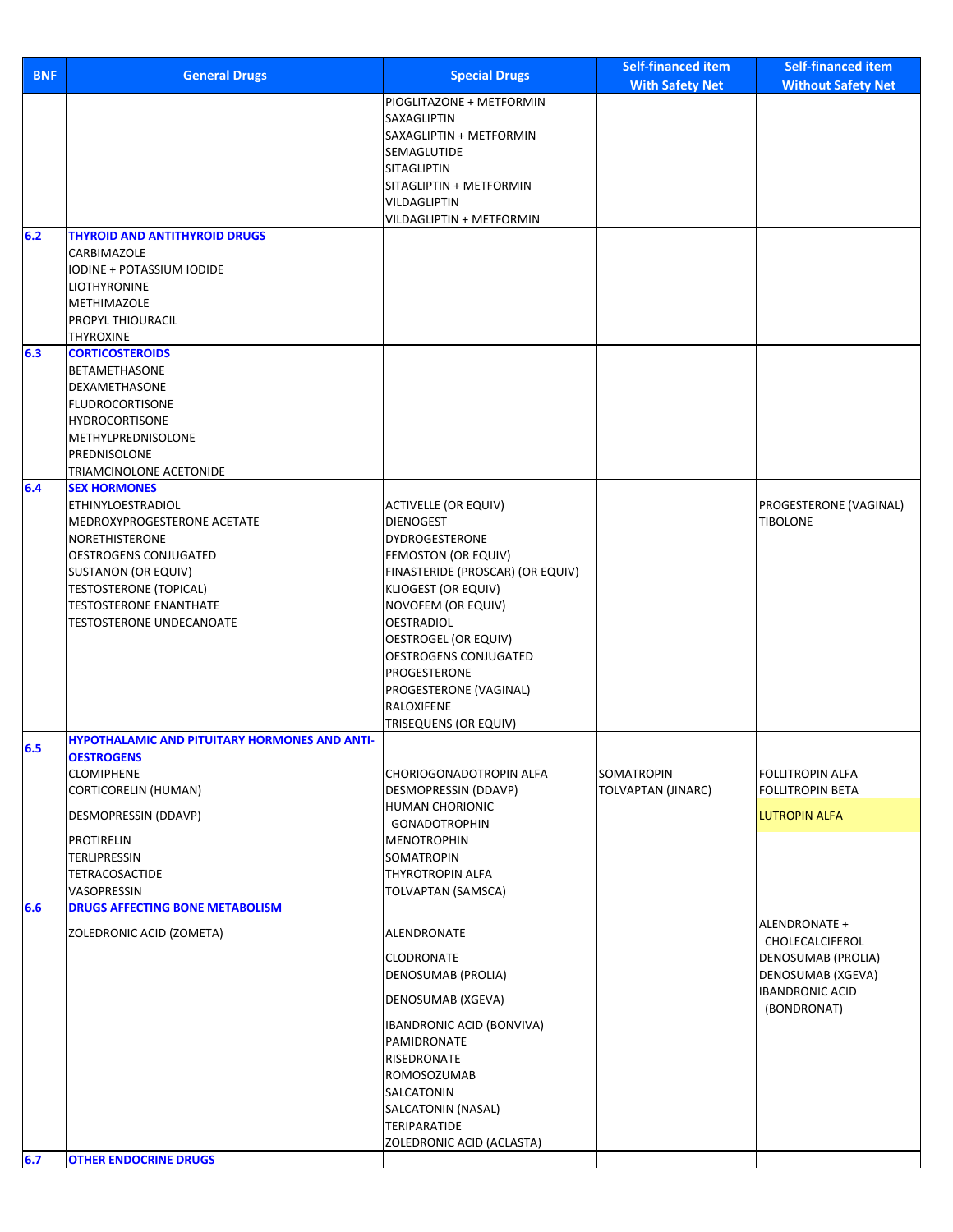| BNF | General Drugs | Special Drugs | Self-financed item With Safety Net | Self-financed item Without Safety Net |
|---|---|---|---|---|
| | | PIOGLITAZONE + METFORMIN<br>SAXAGLIPTIN<br>SAXAGLIPTIN + METFORMIN<br>SEMAGLUTIDE<br>SITAGLIPTIN<br>SITAGLIPTIN + METFORMIN<br>VILDAGLIPTIN<br>VILDAGLIPTIN + METFORMIN | | |
| 6.2 | **THYROID AND ANTITHYROID DRUGS**<br>CARBIMAZOLE<br>IODINE + POTASSIUM IODIDE<br>LIOTHYRONINE<br>METHIMAZOLE<br>PROPYL THIOURACIL<br>THYROXINE | | | |
| 6.3 | **CORTICOSTEROIDS**<br>BETAMETHASONE<br>DEXAMETHASONE<br>FLUDROCORTISONE<br>HYDROCORTISONE<br>METHYLPREDNISOLONE<br>PREDNISOLONE<br>TRIAMCINOLONE ACETONIDE | | | |
| 6.4 | **SEX HORMONES**<br>ETHINYLOESTRADIOL<br>MEDROXYPROGESTERONE ACETATE<br>NORETHISTERONE<br>OESTROGENS CONJUGATED<br>SUSTANON (OR EQUIV)<br>TESTOSTERONE (TOPICAL)<br>TESTOSTERONE ENANTHATE<br>TESTOSTERONE UNDECANOATE | ACTIVELLE (OR EQUIV)<br>DIENOGEST<br>DYDROGESTERONE<br>FEMOSTON (OR EQUIV)<br>FINASTERIDE (PROSCAR) (OR EQUIV)<br>KLIOGEST (OR EQUIV)<br>NOVOFEM (OR EQUIV)<br>OESTRADIOL<br>OESTROGEL (OR EQUIV)<br>OESTROGENS CONJUGATED<br>PROGESTERONE<br>PROGESTERONE (VAGINAL)<br>RALOXIFENE<br>TRISEQUENS (OR EQUIV) | | PROGESTERONE (VAGINAL)<br>TIBOLONE |
| 6.5 | **HYPOTHALAMIC AND PITUITARY HORMONES AND ANTI-OESTROGENS**<br>CLOMIPHENE<br>CORTICORELIN (HUMAN)<br>DESMOPRESSIN (DDAVP)<br>PROTIRELIN<br>TERLIPRESSIN<br>TETRACOSACTIDE<br>VASOPRESSIN | CHORIOGONADOTROPIN ALFA<br>DESMOPRESSIN (DDAVP)<br>HUMAN CHORIONIC GONADOTROPHIN<br>MENOTROPHIN<br>SOMATROPIN<br>THYROTROPIN ALFA<br>TOLVAPTAN (SAMSCA) | SOMATROPIN<br>TOLVAPTAN (JINARC) | FOLLITROPIN ALFA<br>FOLLITROPIN BETA<br>LUTROPIN ALFA |
| 6.6 | **DRUGS AFFECTING BONE METABOLISM**<br>ZOLEDRONIC ACID (ZOMETA) | ALENDRONATE<br>CLODRONATE<br>DENOSUMAB (PROLIA)<br>DENOSUMAB (XGEVA)<br>IBANDRONIC ACID (BONVIVA)<br>PAMIDRONATE<br>RISEDRONATE<br>ROMOSOZUMAB<br>SALCATONIN<br>SALCATONIN (NASAL)<br>TERIPARATIDE<br>ZOLEDRONIC ACID (ACLASTA) | | ALENDRONATE + CHOLECALCIFEROL<br>DENOSUMAB (PROLIA)<br>DENOSUMAB (XGEVA)<br>IBANDRONIC ACID (BONDRONAT) |
| 6.7 | **OTHER ENDOCRINE DRUGS** | | | |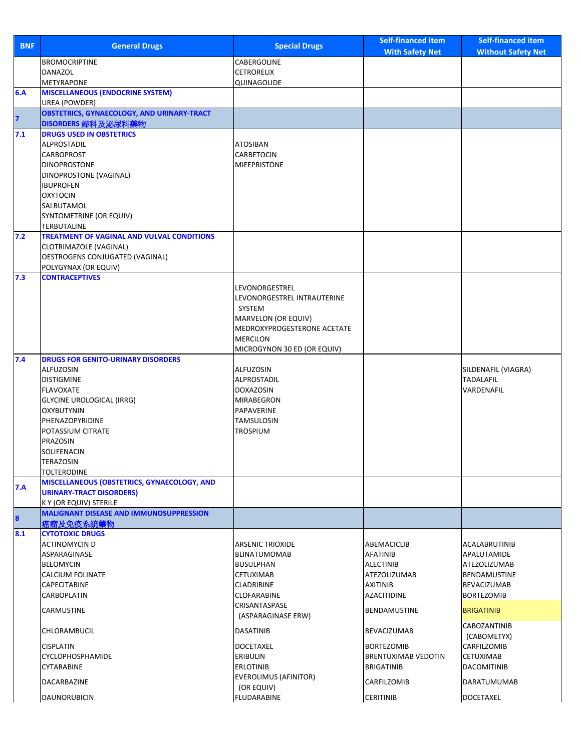| BNF | General Drugs | Special Drugs | Self-financed item With Safety Net | Self-financed item Without Safety Net |
|---|---|---|---|---|
| | BROMOCRIPTINE<br>DANAZOL<br>METYRAPONE | CABERGOLINE<br>CETRORELIX<br>QUINAGOLIDE | | |
| 6.A | **MISCELLANEOUS (ENDOCRINE SYSTEM)**<br>UREA (POWDER) | | | |
| 7 | **OBSTETRICS, GYNAECOLOGY, AND URINARY-TRACT DISORDERS 婦科及泌尿科藥物** | | | |
| 7.1 | **DRUGS USED IN OBSTETRICS**<br>ALPROSTADIL<br>CARBOPROST<br>DINOPROSTONE<br>DINOPROSTONE (VAGINAL)<br>IBUPROFEN<br>OXYTOCIN<br>SALBUTAMOL<br>SYNTOMETRINE (OR EQUIV)<br>TERBUTALINE | ATOSIBAN<br>CARBETOCIN<br>MIFEPRISTONE | | |
| 7.2 | **TREATMENT OF VAGINAL AND VULVAL CONDITIONS**<br>CLOTRIMAZOLE (VAGINAL)<br>OESTROGENS CONJUGATED (VAGINAL)<br>POLYGYNAX (OR EQUIV) | | | |
| 7.3 | **CONTRACEPTIVES** | LEVONORGESTREL<br>LEVONORGESTREL INTRAUTERINE SYSTEM<br>MARVELON (OR EQUIV)<br>MEDROXYPROGESTERONE ACETATE<br>MERCILON<br>MICROGYNON 30 ED (OR EQUIV) | | |
| 7.4 | **DRUGS FOR GENITO-URINARY DISORDERS**<br>ALFUZOSIN<br>DISTIGMINE<br>FLAVOXATE<br>GLYCINE UROLOGICAL (IRRG)<br>OXYBUTYNIN<br>PHENAZOPYRIDINE<br>POTASSIUM CITRATE<br>PRAZOSIN<br>SOLIFENACIN<br>TERAZOSIN<br>TOLTERODINE | ALFUZOSIN<br>ALPROSTADIL<br>DOXAZOSIN<br>MIRABEGRON<br>PAPAVERINE<br>TAMSULOSIN<br>TROSPIUM | | SILDENAFIL (VIAGRA)<br>TADALAFIL<br>VARDENAFIL |
| 7.A | **MISCELLANEOUS (OBSTETRICS, GYNAECOLOGY, AND URINARY-TRACT DISORDERS)**<br>K Y (OR EQUIV) STERILE | | | |
| 8 | **MALIGNANT DISEASE AND IMMUNOSUPPRESSION 癌瘤及免疫系統藥物** | | | |
| 8.1 | **CYTOTOXIC DRUGS**<br>ACTINOMYCIN D<br>ASPARAGINASE<br>BLEOMYCIN<br>CALCIUM FOLINATE<br>CAPECITABINE<br>CARBOPLATIN<br>CARMUSTINE<br>CHLORAMBUCIL<br>CISPLATIN<br>CYCLOPHOSPHAMIDE<br>CYTARABINE<br>DACARBAZINE<br>DAUNORUBICIN | ARSENIC TRIOXIDE<br>BLINATUMOMAB<br>BUSULPHAN<br>CETUXIMAB<br>CLADRIBINE<br>CLOFARABINE<br>CRISANTASPASE (ASPARAGINASE ERW)<br>DASATINIB<br>DOCETAXEL<br>ERIBULIN<br>ERLOTINIB<br>EVEROLIMUS (AFINITOR) (OR EQUIV)<br>FLUDARABINE | ABEMACICLIB<br>AFATINIB<br>ALECTINIB<br>ATEZOLIZUMAB<br>AXITINIB<br>AZACITIDINE<br>BENDAMUSTINE<br>BEVACIZUMAB<br>BORTEZOMIB<br>BRENTUXIMAB VEDOTIN<br>BRIGATINIB<br>CARFILZOMIB<br>CERITINIB | ACALABRUTINIB<br>APALUTAMIDE<br>ATEZOLIZUMAB<br>BENDAMUSTINE<br>BEVACIZUMAB<br>BORTEZOMIB<br>BRIGATINIB<br>CABOZANTINIB (CABOMETYX)<br>CARFILZOMIB<br>CETUXIMAB<br>DACOMITINIB<br>DARATUMUMAB<br>DOCETAXEL |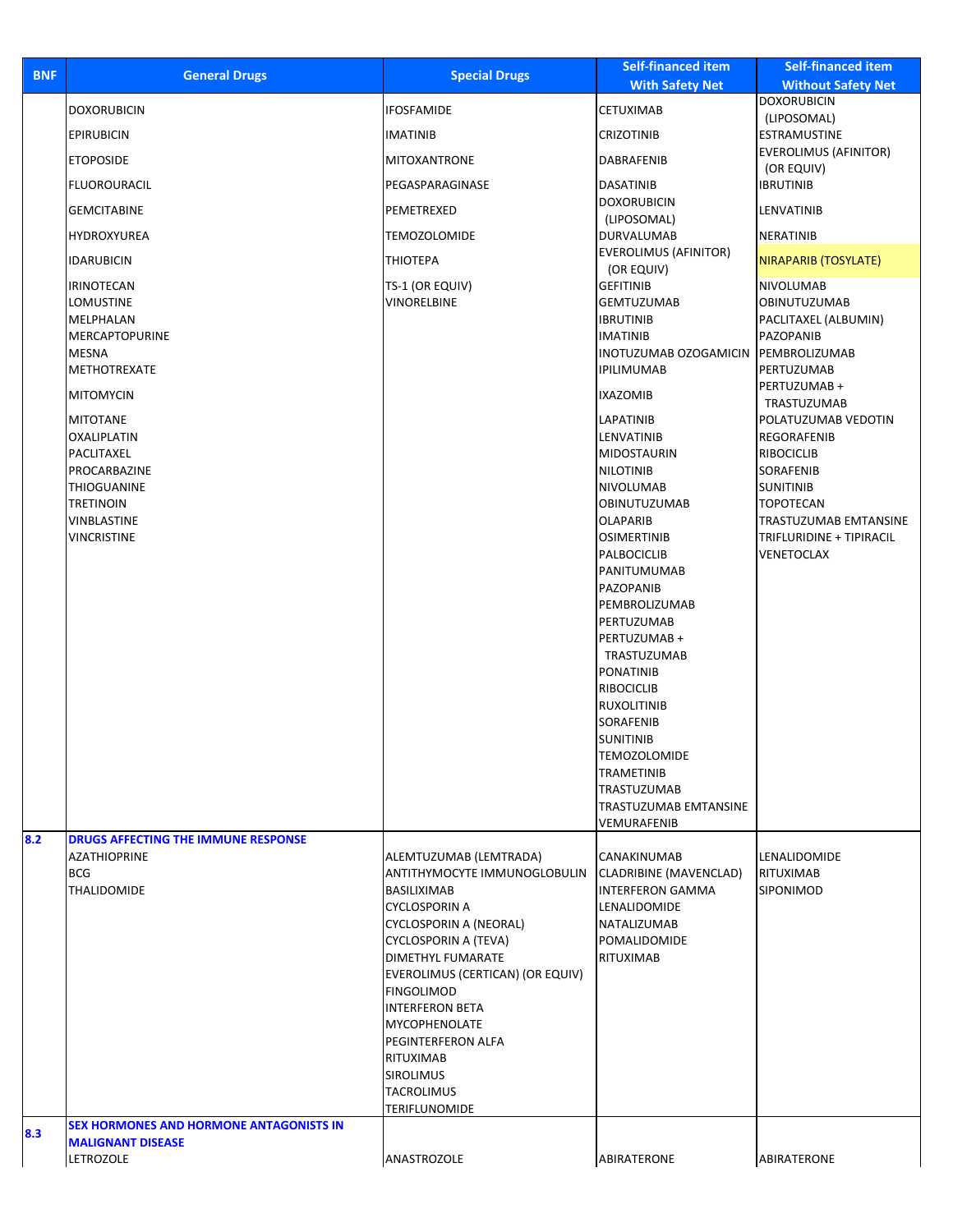| BNF | General Drugs | Special Drugs | Self-financed item With Safety Net | Self-financed item Without Safety Net |
|---|---|---|---|---|
| | DOXORUBICIN | IFOSFAMIDE | CETUXIMAB | DOXORUBICIN (LIPOSOMAL) |
| | EPIRUBICIN | IMATINIB | CRIZOTINIB | ESTRAMUSTINE |
| | ETOPOSIDE | MITOXANTRONE | DABRAFENIB | EVEROLIMUS (AFINITOR) (OR EQUIV) |
| | FLUOROURACIL | PEGASPARAGINASE | DASATINIB | IBRUTINIB |
| | GEMCITABINE | PEMETREXED | DOXORUBICIN (LIPOSOMAL) | LENVATINIB |
| | HYDROXYUREA | TEMOZOLOMIDE | DURVALUMAB | NERATINIB |
| | IDARUBICIN | THIOTEPA | EVEROLIMUS (AFINITOR) (OR EQUIV) | NIRAPARIB (TOSYLATE) |
| | IRINOTECAN | TS-1 (OR EQUIV) | GEFITINIB | NIVOLUMAB |
| | LOMUSTINE | VINORELBINE | GEMTUZUMAB | OBINUTUZUMAB |
| | MELPHALAN | | IBRUTINIB | PACLITAXEL (ALBUMIN) |
| | MERCAPTOPURINE | | IMATINIB | PAZOPANIB |
| | MESNA | | INOTUZUMAB OZOGAMICIN | PEMBROLIZUMAB |
| | METHOTREXATE | | IPILIMUMAB | PERTUZUMAB |
| | MITOMYCIN | | IXAZOMIB | PERTUZUMAB + TRASTUZUMAB |
| | MITOTANE | | LAPATINIB | POLATUZUMAB VEDOTIN |
| | OXALIPLATIN | | LENVATINIB | REGORAFENIB |
| | PACLITAXEL | | MIDOSTAURIN | RIBOCICLIB |
| | PROCARBAZINE | | NILOTINIB | SORAFENIB |
| | THIOGUANINE | | NIVOLUMAB | SUNITINIB |
| | TRETINOIN | | OBINUTUZUMAB | TOPOTECAN |
| | VINBLASTINE | | OLAPARIB | TRASTUZUMAB EMTANSINE |
| | VINCRISTINE | | OSIMERTINIB | TRIFLURIDINE + TIPIRACIL |
| | | | PALBOCICLIB | VENETOCLAX |
| | | | PANITUMUMAB | |
| | | | PAZOPANIB | |
| | | | PEMBROLIZUMAB | |
| | | | PERTUZUMAB | |
| | | | PERTUZUMAB + TRASTUZUMAB | |
| | | | PONATINIB | |
| | | | RIBOCICLIB | |
| | | | RUXOLITINIB | |
| | | | SORAFENIB | |
| | | | SUNITINIB | |
| | | | TEMOZOLOMIDE | |
| | | | TRAMETINIB | |
| | | | TRASTUZUMAB | |
| | | | TRASTUZUMAB EMTANSINE | |
| | | | VEMURAFENIB | |
| **8.2** | **DRUGS AFFECTING THE IMMUNE RESPONSE** | | | |
| | AZATHIOPRINE | ALEMTUZUMAB (LEMTRADA) | CANAKINUMAB | LENALIDOMIDE |
| | BCG | ANTITHYMOCYTE IMMUNOGLOBULIN | CLADRIBINE (MAVENCLAD) | RITUXIMAB |
| | THALIDOMIDE | BASILIXIMAB | INTERFERON GAMMA | SIPONIMOD |
| | | CYCLOSPORIN A | LENALIDOMIDE | |
| | | CYCLOSPORIN A (NEORAL) | NATALIZUMAB | |
| | | CYCLOSPORIN A (TEVA) | POMALIDOMIDE | |
| | | DIMETHYL FUMARATE | RITUXIMAB | |
| | | EVEROLIMUS (CERTICAN) (OR EQUIV) | | |
| | | FINGOLIMOD | | |
| | | INTERFERON BETA | | |
| | | MYCOPHENOLATE | | |
| | | PEGINTERFERON ALFA | | |
| | | RITUXIMAB | | |
| | | SIROLIMUS | | |
| | | TACROLIMUS | | |
| | | TERIFLUNOMIDE | | |
| **8.3** | **SEX HORMONES AND HORMONE ANTAGONISTS IN MALIGNANT DISEASE** | | | |
| | LETROZOLE | ANASTROZOLE | ABIRATERONE | ABIRATERONE |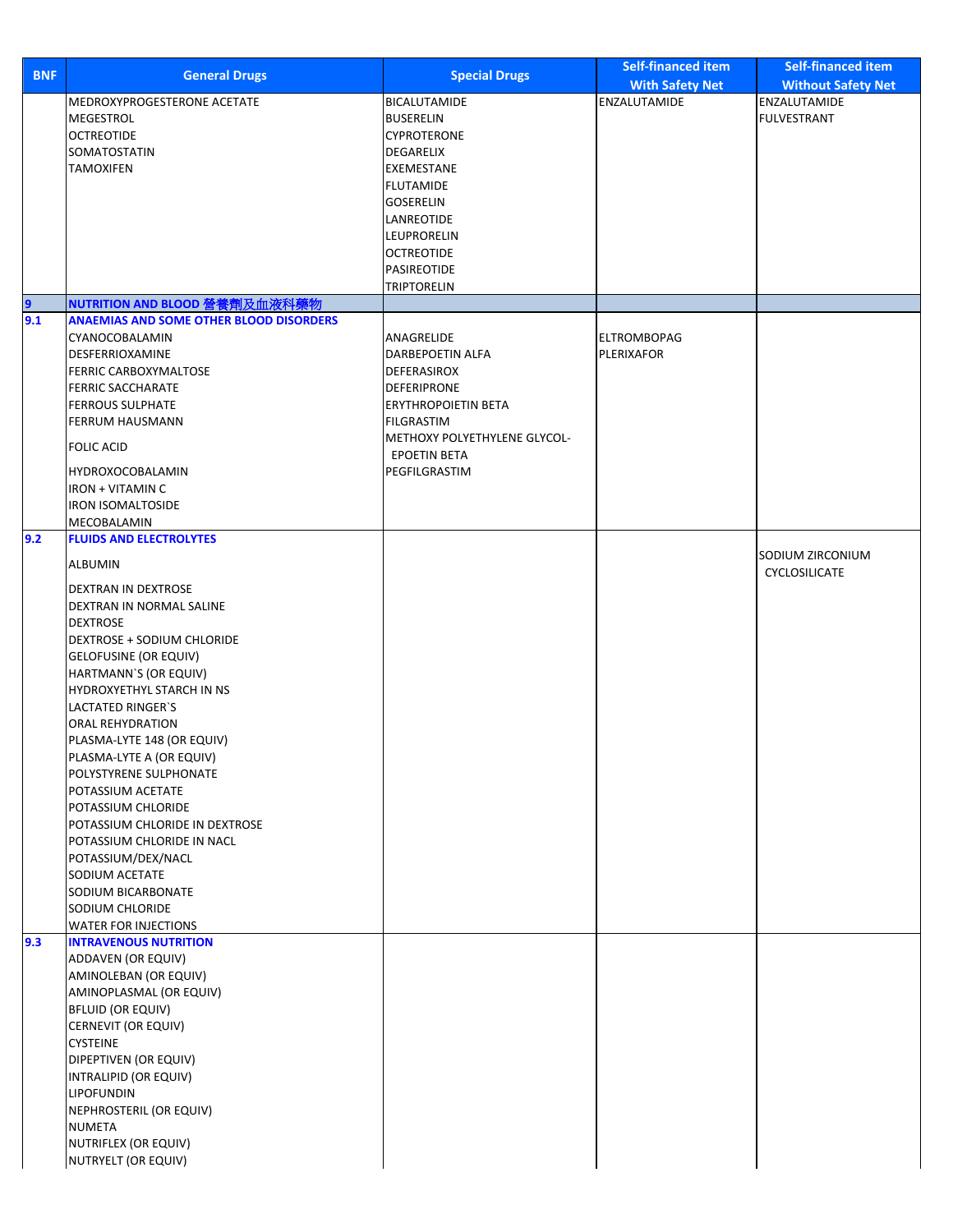| BNF | General Drugs | Special Drugs | Self-financed item With Safety Net | Self-financed item Without Safety Net |
|---|---|---|---|---|
| | MEDROXYPROGESTERONE ACETATE | BICALUTAMIDE | ENZALUTAMIDE | ENZALUTAMIDE |
| | MEGESTROL | BUSERELIN | | FULVESTRANT |
| | OCTREOTIDE | CYPROTERONE | | |
| | SOMATOSTATIN | DEGARELIX | | |
| | TAMOXIFEN | EXEMESTANE | | |
| | | FLUTAMIDE | | |
| | | GOSERELIN | | |
| | | LANREOTIDE | | |
| | | LEUPRORELIN | | |
| | | OCTREOTIDE | | |
| | | PASIREOTIDE | | |
| | | TRIPTORELIN | | |
| 9 | **NUTRITION AND BLOOD 營養劑及血液科藥物** | | | |
| 9.1 | **ANAEMIAS AND SOME OTHER BLOOD DISORDERS** | | | |
| | CYANOCOBALAMIN | ANAGRELIDE | ELTROMBOPAG | |
| | DESFERRIOXAMINE | DARBEPOETIN ALFA | PLERIXAFOR | |
| | FERRIC CARBOXYMALTOSE | DEFERASIROX | | |
| | FERRIC SACCHARATE | DEFERIPRONE | | |
| | FERROUS SULPHATE | ERYTHROPOIETIN BETA | | |
| | FERRUM HAUSMANN | FILGRASTIM | | |
| | FOLIC ACID | METHOXY POLYETHYLENE GLYCOL-EPOETIN BETA | | |
| | HYDROXOCOBALAMIN | PEGFILGRASTIM | | |
| | IRON + VITAMIN C | | | |
| | IRON ISOMALTOSIDE | | | |
| | MECOBALAMIN | | | |
| 9.2 | **FLUIDS AND ELECTROLYTES** | | | |
| | ALBUMIN | | | SODIUM ZIRCONIUM CYCLOSILICATE |
| | DEXTRAN IN DEXTROSE | | | |
| | DEXTRAN IN NORMAL SALINE | | | |
| | DEXTROSE | | | |
| | DEXTROSE + SODIUM CHLORIDE | | | |
| | GELOFUSINE (OR EQUIV) | | | |
| | HARTMANN`S (OR EQUIV) | | | |
| | HYDROXYETHYL STARCH IN NS | | | |
| | LACTATED RINGER`S | | | |
| | ORAL REHYDRATION | | | |
| | PLASMA-LYTE 148 (OR EQUIV) | | | |
| | PLASMA-LYTE A (OR EQUIV) | | | |
| | POLYSTYRENE SULPHONATE | | | |
| | POTASSIUM ACETATE | | | |
| | POTASSIUM CHLORIDE | | | |
| | POTASSIUM CHLORIDE IN DEXTROSE | | | |
| | POTASSIUM CHLORIDE IN NACL | | | |
| | POTASSIUM/DEX/NACL | | | |
| | SODIUM ACETATE | | | |
| | SODIUM BICARBONATE | | | |
| | SODIUM CHLORIDE | | | |
| | WATER FOR INJECTIONS | | | |
| 9.3 | **INTRAVENOUS NUTRITION** | | | |
| | ADDAVEN (OR EQUIV) | | | |
| | AMINOLEBAN (OR EQUIV) | | | |
| | AMINOPLASMAL (OR EQUIV) | | | |
| | BFLUID (OR EQUIV) | | | |
| | CERNEVIT (OR EQUIV) | | | |
| | CYSTEINE | | | |
| | DIPEPTIVEN (OR EQUIV) | | | |
| | INTRALIPID (OR EQUIV) | | | |
| | LIPOFUNDIN | | | |
| | NEPHROSTERIL (OR EQUIV) | | | |
| | NUMETA | | | |
| | NUTRIFLEX (OR EQUIV) | | | |
| | NUTRYELT (OR EQUIV) | | | |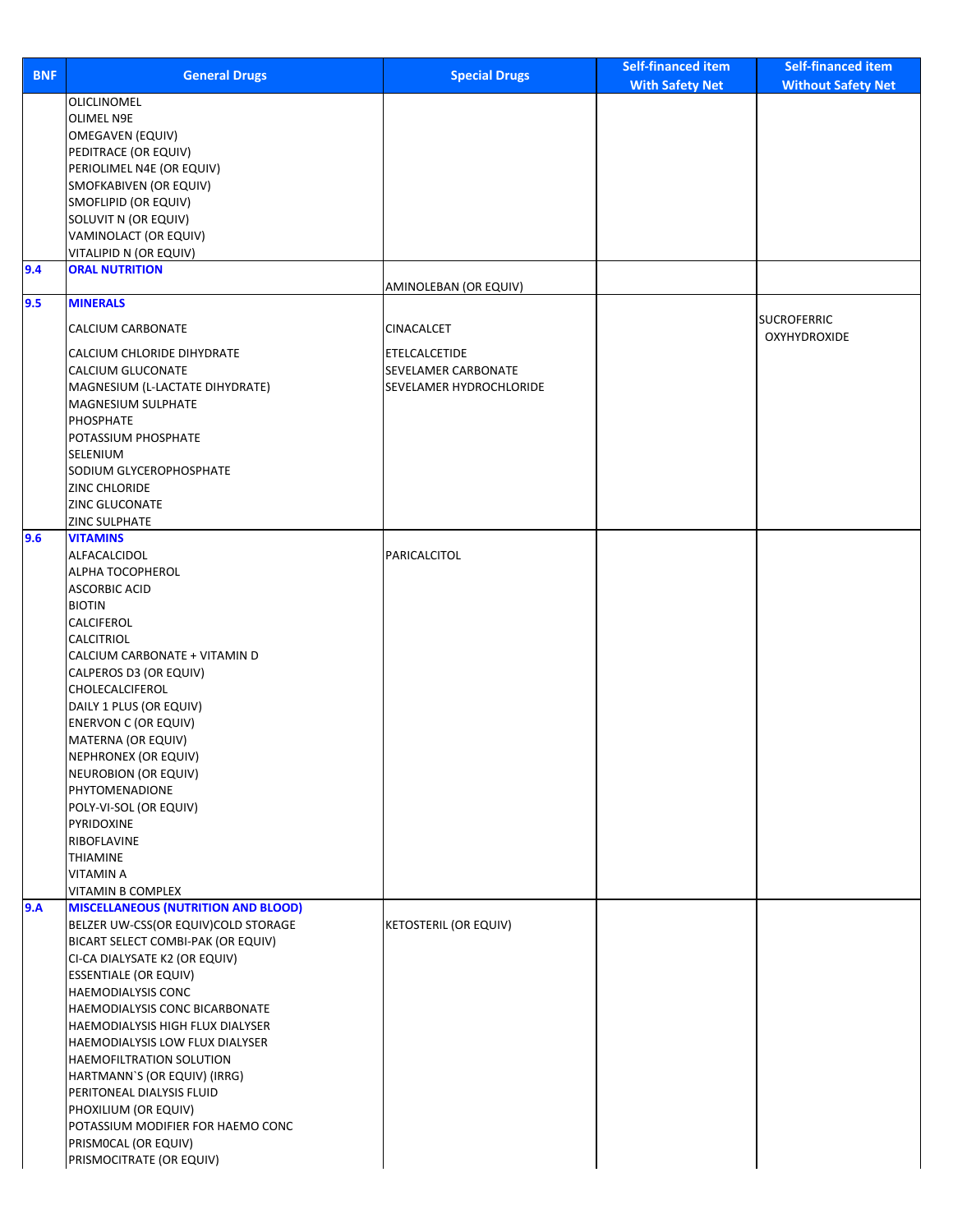| BNF | General Drugs | Special Drugs | Self-financed item With Safety Net | Self-financed item Without Safety Net |
|---|---|---|---|---|
| | OLICLINOMEL | | | |
| | OLIMEL N9E | | | |
| | OMEGAVEN (EQUIV) | | | |
| | PEDITRACE (OR EQUIV) | | | |
| | PERIOLIMEL N4E (OR EQUIV) | | | |
| | SMOFKABIVEN (OR EQUIV) | | | |
| | SMOFLIPID (OR EQUIV) | | | |
| | SOLUVIT N (OR EQUIV) | | | |
| | VAMINOLACT (OR EQUIV) | | | |
| | VITALIPID N (OR EQUIV) | | | |
| 9.4 | **ORAL NUTRITION** | | | |
| | | AMINOLEBAN (OR EQUIV) | | |
| 9.5 | **MINERALS** | | | |
| | CALCIUM CARBONATE | CINACALCET | | SUCROFERRIC OXYHYDROXIDE |
| | CALCIUM CHLORIDE DIHYDRATE | ETELCALCETIDE | | |
| | CALCIUM GLUCONATE | SEVELAMER CARBONATE | | |
| | MAGNESIUM (L-LACTATE DIHYDRATE) | SEVELAMER HYDROCHLORIDE | | |
| | MAGNESIUM SULPHATE | | | |
| | PHOSPHATE | | | |
| | POTASSIUM PHOSPHATE | | | |
| | SELENIUM | | | |
| | SODIUM GLYCEROPHOSPHATE | | | |
| | ZINC CHLORIDE | | | |
| | ZINC GLUCONATE | | | |
| | ZINC SULPHATE | | | |
| 9.6 | **VITAMINS** | | | |
| | ALFACALCIDOL | PARICALCITOL | | |
| | ALPHA TOCOPHEROL | | | |
| | ASCORBIC ACID | | | |
| | BIOTIN | | | |
| | CALCIFEROL | | | |
| | CALCITRIOL | | | |
| | CALCIUM CARBONATE + VITAMIN D | | | |
| | CALPEROS D3 (OR EQUIV) | | | |
| | CHOLECALCIFEROL | | | |
| | DAILY 1 PLUS (OR EQUIV) | | | |
| | ENERVON C (OR EQUIV) | | | |
| | MATERNA (OR EQUIV) | | | |
| | NEPHRONEX (OR EQUIV) | | | |
| | NEUROBION (OR EQUIV) | | | |
| | PHYTOMENADIONE | | | |
| | POLY-VI-SOL (OR EQUIV) | | | |
| | PYRIDOXINE | | | |
| | RIBOFLAVINE | | | |
| | THIAMINE | | | |
| | VITAMIN A | | | |
| | VITAMIN B COMPLEX | | | |
| 9.A | **MISCELLANEOUS (NUTRITION AND BLOOD)** | | | |
| | BELZER UW-CSS(OR EQUIV)COLD STORAGE | KETOSTERIL (OR EQUIV) | | |
| | BICART SELECT COMBI-PAK (OR EQUIV) | | | |
| | CI-CA DIALYSATE K2 (OR EQUIV) | | | |
| | ESSENTIALE (OR EQUIV) | | | |
| | HAEMODIALYSIS CONC | | | |
| | HAEMODIALYSIS CONC BICARBONATE | | | |
| | HAEMODIALYSIS HIGH FLUX DIALYSER | | | |
| | HAEMODIALYSIS LOW FLUX DIALYSER | | | |
| | HAEMOFILTRATION SOLUTION | | | |
| | HARTMANN`S (OR EQUIV) (IRRG) | | | |
| | PERITONEAL DIALYSIS FLUID | | | |
| | PHOXILIUM (OR EQUIV) | | | |
| | POTASSIUM MODIFIER FOR HAEMO CONC | | | |
| | PRISMOCAL (OR EQUIV) | | | |
| | PRISMOCITRATE (OR EQUIV) | | | |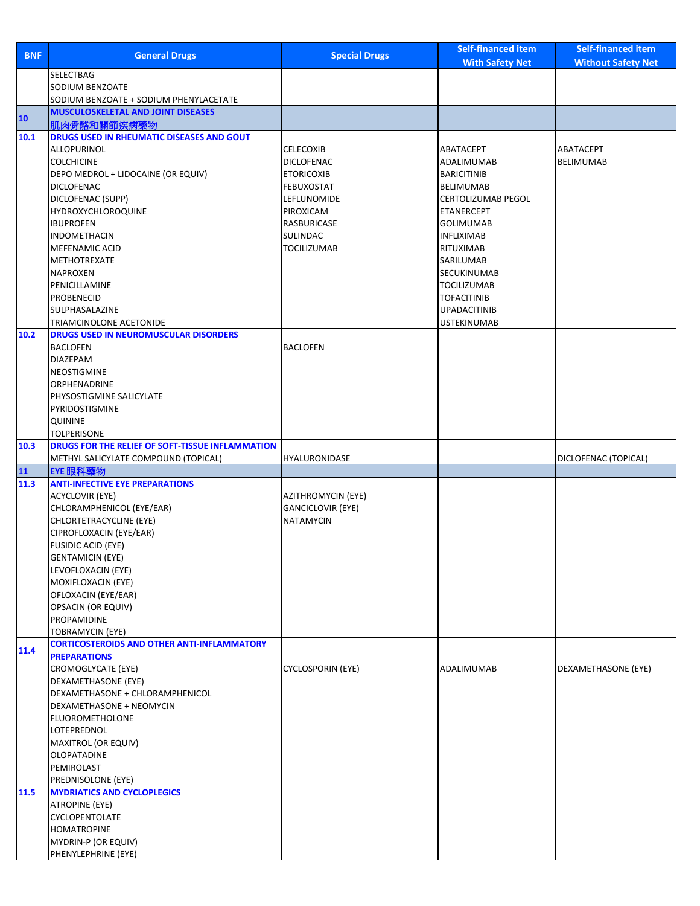| BNF | General Drugs | Special Drugs | Self-financed item With Safety Net | Self-financed item Without Safety Net |
|---|---|---|---|---|
| | SELECTBAG | | | |
| | SODIUM BENZOATE | | | |
| | SODIUM BENZOATE + SODIUM PHENYLACETATE | | | |
| 10 | MUSCULOSKELETAL AND JOINT DISEASES 肌肉骨骼和關節疾病藥物 | | | |
| 10.1 | DRUGS USED IN RHEUMATIC DISEASES AND GOUT | | | |
| | ALLOPURINOL | CELECOXIB | ABATACEPT | ABATACEPT |
| | COLCHICINE | DICLOFENAC | ADALIMUMAB | BELIMUMAB |
| | DEPO MEDROL + LIDOCAINE (OR EQUIV) | ETORICOXIB | BARICITINIB | |
| | DICLOFENAC | FEBUXOSTAT | BELIMUMAB | |
| | DICLOFENAC (SUPP) | LEFLUNOMIDE | CERTOLIZUMAB PEGOL | |
| | HYDROXYCHLOROQUINE | PIROXICAM | ETANERCEPT | |
| | IBUPROFEN | RASBURICASE | GOLIMUMAB | |
| | INDOMETHACIN | SULINDAC | INFLIXIMAB | |
| | MEFENAMIC ACID | TOCILIZUMAB | RITUXIMAB | |
| | METHOTREXATE | | SARILUMAB | |
| | NAPROXEN | | SECUKINUMAB | |
| | PENICILLAMINE | | TOCILIZUMAB | |
| | PROBENECID | | TOFACITINIB | |
| | SULPHASALAZINE | | UPADACITINIB | |
| | TRIAMCINOLONE ACETONIDE | | USTEKINUMAB | |
| 10.2 | DRUGS USED IN NEUROMUSCULAR DISORDERS | | | |
| | BACLOFEN | BACLOFEN | | |
| | DIAZEPAM | | | |
| | NEOSTIGMINE | | | |
| | ORPHENADRINE | | | |
| | PHYSOSTIGMINE SALICYLATE | | | |
| | PYRIDOSTIGMINE | | | |
| | QUININE | | | |
| | TOLPERISONE | | | |
| 10.3 | DRUGS FOR THE RELIEF OF SOFT-TISSUE INFLAMMATION | | | |
| | METHYL SALICYLATE COMPOUND (TOPICAL) | HYALURONIDASE | | DICLOFENAC (TOPICAL) |
| 11 | EYE 眼科藥物 | | | |
| 11.3 | ANTI-INFECTIVE EYE PREPARATIONS | | | |
| | ACYCLOVIR (EYE) | AZITHROMYCIN (EYE) | | |
| | CHLORAMPHENICOL (EYE/EAR) | GANCICLOVIR (EYE) | | |
| | CHLORTETRACYCLINE (EYE) | NATAMYCIN | | |
| | CIPROFLOXACIN (EYE/EAR) | | | |
| | FUSIDIC ACID (EYE) | | | |
| | GENTAMICIN (EYE) | | | |
| | LEVOFLOXACIN (EYE) | | | |
| | MOXIFLOXACIN (EYE) | | | |
| | OFLOXACIN (EYE/EAR) | | | |
| | OPSACIN (OR EQUIV) | | | |
| | PROPAMIDINE | | | |
| | TOBRAMYCIN (EYE) | | | |
| 11.4 | CORTICOSTEROIDS AND OTHER ANTI-INFLAMMATORY PREPARATIONS | | | |
| | CROMOGLYCATE (EYE) | CYCLOSPORIN (EYE) | ADALIMUMAB | DEXAMETHASONE (EYE) |
| | DEXAMETHASONE (EYE) | | | |
| | DEXAMETHASONE + CHLORAMPHENICOL | | | |
| | DEXAMETHASONE + NEOMYCIN | | | |
| | FLUOROMETHOLONE | | | |
| | LOTEPREDNOL | | | |
| | MAXITROL (OR EQUIV) | | | |
| | OLOPATADINE | | | |
| | PEMIROLAST | | | |
| | PREDNISOLONE (EYE) | | | |
| 11.5 | MYDRIATICS AND CYCLOPLEGICS | | | |
| | ATROPINE (EYE) | | | |
| | CYCLOPENTOLATE | | | |
| | HOMATROPINE | | | |
| | MYDRIN-P (OR EQUIV) | | | |
| | PHENYLEPHRINE (EYE) | | | |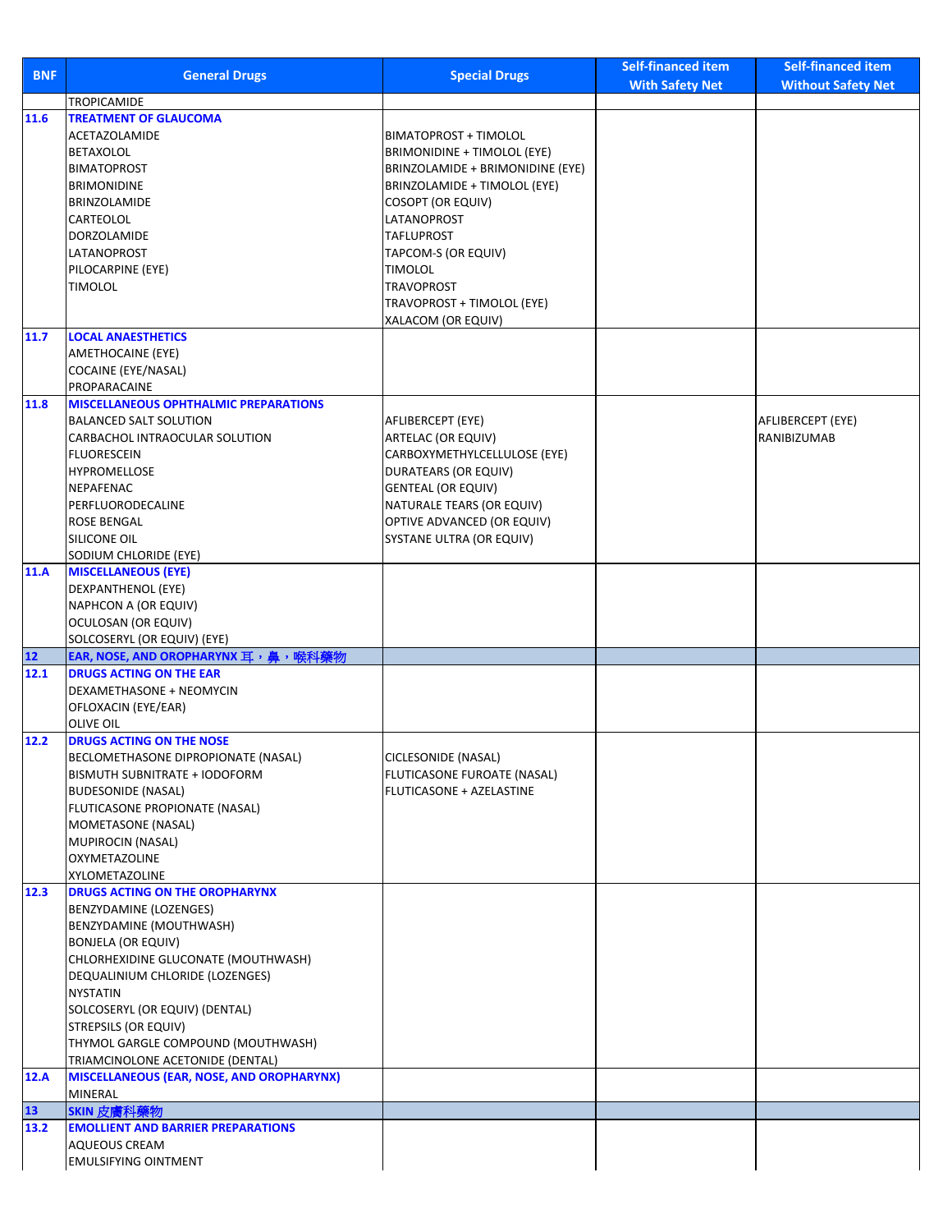| BNF | General Drugs | Special Drugs | Self-financed item With Safety Net | Self-financed item Without Safety Net |
|---|---|---|---|---|
| | TROPICAMIDE | | | |
| 11.6 | **TREATMENT OF GLAUCOMA** | | | |
| | ACETAZOLAMIDE | BIMATOPROST + TIMOLOL | | |
| | BETAXOLOL | BRIMONIDINE + TIMOLOL (EYE) | | |
| | BIMATOPROST | BRINZOLAMIDE + BRIMONIDINE (EYE) | | |
| | BRIMONIDINE | BRINZOLAMIDE + TIMOLOL (EYE) | | |
| | BRINZOLAMIDE | COSOPT (OR EQUIV) | | |
| | CARTEOLOL | LATANOPROST | | |
| | DORZOLAMIDE | TAFLUPROST | | |
| | LATANOPROST | TAPCOM-S (OR EQUIV) | | |
| | PILOCARPINE (EYE) | TIMOLOL | | |
| | TIMOLOL | TRAVOPROST | | |
| | | TRAVOPROST + TIMOLOL (EYE) | | |
| | | XALACOM (OR EQUIV) | | |
| 11.7 | **LOCAL ANAESTHETICS** | | | |
| | AMETHOCAINE (EYE) | | | |
| | COCAINE (EYE/NASAL) | | | |
| | PROPARACAINE | | | |
| 11.8 | **MISCELLANEOUS OPHTHALMIC PREPARATIONS** | | | |
| | BALANCED SALT SOLUTION | AFLIBERCEPT (EYE) | | AFLIBERCEPT (EYE) |
| | CARBACHOL INTRAOCULAR SOLUTION | ARTELAC (OR EQUIV) | | RANIBIZUMAB |
| | FLUORESCEIN | CARBOXYMETHYLCELLULOSE (EYE) | | |
| | HYPROMELLOSE | DURATEARS (OR EQUIV) | | |
| | NEPAFENAC | GENTEAL (OR EQUIV) | | |
| | PERFLUORODECALINE | NATURALE TEARS (OR EQUIV) | | |
| | ROSE BENGAL | OPTIVE ADVANCED (OR EQUIV) | | |
| | SILICONE OIL | SYSTANE ULTRA (OR EQUIV) | | |
| | SODIUM CHLORIDE (EYE) | | | |
| 11.A | **MISCELLANEOUS (EYE)** | | | |
| | DEXPANTHENOL (EYE) | | | |
| | NAPHCON A (OR EQUIV) | | | |
| | OCULOSAN (OR EQUIV) | | | |
| | SOLCOSERYL (OR EQUIV) (EYE) | | | |
| 12 | **EAR, NOSE, AND OROPHARYNX 耳，鼻，喉科藥物** | | | |
| 12.1 | **DRUGS ACTING ON THE EAR** | | | |
| | DEXAMETHASONE + NEOMYCIN | | | |
| | OFLOXACIN (EYE/EAR) | | | |
| | OLIVE OIL | | | |
| 12.2 | **DRUGS ACTING ON THE NOSE** | | | |
| | BECLOMETHASONE DIPROPIONATE (NASAL) | CICLESONIDE (NASAL) | | |
| | BISMUTH SUBNITRATE + IODOFORM | FLUTICASONE FUROATE (NASAL) | | |
| | BUDESONIDE (NASAL) | FLUTICASONE + AZELASTINE | | |
| | FLUTICASONE PROPIONATE (NASAL) | | | |
| | MOMETASONE (NASAL) | | | |
| | MUPIROCIN (NASAL) | | | |
| | OXYMETAZOLINE | | | |
| | XYLOMETAZOLINE | | | |
| 12.3 | **DRUGS ACTING ON THE OROPHARYNX** | | | |
| | BENZYDAMINE (LOZENGES) | | | |
| | BENZYDAMINE (MOUTHWASH) | | | |
| | BONJELA (OR EQUIV) | | | |
| | CHLORHEXIDINE GLUCONATE (MOUTHWASH) | | | |
| | DEQUALINIUM CHLORIDE (LOZENGES) | | | |
| | NYSTATIN | | | |
| | SOLCOSERYL (OR EQUIV) (DENTAL) | | | |
| | STREPSILS (OR EQUIV) | | | |
| | THYMOL GARGLE COMPOUND (MOUTHWASH) | | | |
| | TRIAMCINOLONE ACETONIDE (DENTAL) | | | |
| 12.A | **MISCELLANEOUS (EAR, NOSE, AND OROPHARYNX)** | | | |
| | MINERAL | | | |
| 13 | **SKIN 皮膚科藥物** | | | |
| 13.2 | **EMOLLIENT AND BARRIER PREPARATIONS** | | | |
| | AQUEOUS CREAM | | | |
| | EMULSIFYING OINTMENT | | | |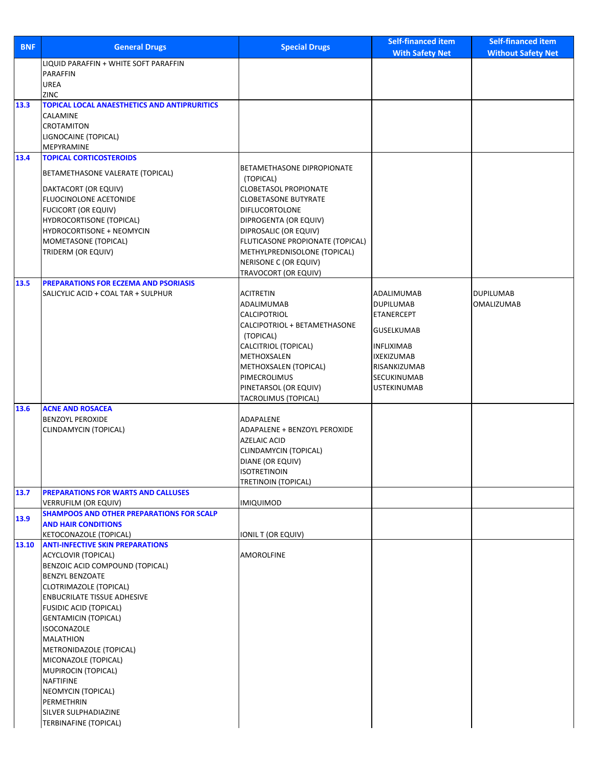| BNF | General Drugs | Special Drugs | Self-financed item With Safety Net | Self-financed item Without Safety Net |
|---|---|---|---|---|
| | LIQUID PARAFFIN + WHITE SOFT PARAFFIN<br>PARAFFIN<br>UREA<br>ZINC | | | |
| 13.3 | **TOPICAL LOCAL ANAESTHETICS AND ANTIPRURITICS**<br>CALAMINE<br>CROTAMITON<br>LIGNOCAINE (TOPICAL)<br>MEPYRAMINE | | | |
| 13.4 | **TOPICAL CORTICOSTEROIDS**<br>BETAMETHASONE VALERATE (TOPICAL)<br>DAKTACORT (OR EQUIV)<br>FLUOCINOLONE ACETONIDE<br>FUCICORT (OR EQUIV)<br>HYDROCORTISONE (TOPICAL)<br>HYDROCORTISONE + NEOMYCIN<br>MOMETASONE (TOPICAL)<br>TRIDERM (OR EQUIV) | BETAMETHASONE DIPROPIONATE (TOPICAL)<br>CLOBETASOL PROPIONATE<br>CLOBETASONE BUTYRATE<br>DIFLUCORTOLONE<br>DIPROGENTA (OR EQUIV)<br>DIPROSALIC (OR EQUIV)<br>FLUTICASONE PROPIONATE (TOPICAL)<br>METHYLPREDNISOLONE (TOPICAL)<br>NERISONE C (OR EQUIV)<br>TRAVOCORT (OR EQUIV) | | |
| 13.5 | **PREPARATIONS FOR ECZEMA AND PSORIASIS**<br>SALICYLIC ACID + COAL TAR + SULPHUR | ACITRETIN<br>ADALIMUMAB<br>CALCIPOTRIOL<br>CALCIPOTRIOL + BETAMETHASONE (TOPICAL)<br>CALCITRIOL (TOPICAL)<br>METHOXSALEN<br>METHOXSALEN (TOPICAL)<br>PIMECROLIMUS<br>PINETARSOL (OR EQUIV)<br>TACROLIMUS (TOPICAL) | ADALIMUMAB<br>DUPILUMAB<br>ETANERCEPT<br>GUSELKUMAB<br>INFLIXIMAB<br>IXEKIZUMAB<br>RISANKIZUMAB<br>SECUKINUMAB<br>USTEKINUMAB | DUPILUMAB<br>OMALIZUMAB |
| 13.6 | **ACNE AND ROSACEA**<br>BENZOYL PEROXIDE<br>CLINDAMYCIN (TOPICAL) | ADAPALENE<br>ADAPALENE + BENZOYL PEROXIDE<br>AZELAIC ACID<br>CLINDAMYCIN (TOPICAL)<br>DIANE (OR EQUIV)<br>ISOTRETINOIN<br>TRETINOIN (TOPICAL) | | |
| 13.7 | **PREPARATIONS FOR WARTS AND CALLUSES**<br>VERRUFILM (OR EQUIV) | IMIQUIMOD | | |
| 13.9 | **SHAMPOOS AND OTHER PREPARATIONS FOR SCALP AND HAIR CONDITIONS**<br>KETOCONAZOLE (TOPICAL) | IONIL T (OR EQUIV) | | |
| 13.10 | **ANTI-INFECTIVE SKIN PREPARATIONS**<br>ACYCLOVIR (TOPICAL)<br>BENZOIC ACID COMPOUND (TOPICAL)<br>BENZYL BENZOATE<br>CLOTRIMAZOLE (TOPICAL)<br>ENBUCRILATE TISSUE ADHESIVE<br>FUSIDIC ACID (TOPICAL)<br>GENTAMICIN (TOPICAL)<br>ISOCONAZOLE<br>MALATHION<br>METRONIDAZOLE (TOPICAL)<br>MICONAZOLE (TOPICAL)<br>MUPIROCIN (TOPICAL)<br>NAFTIFINE<br>NEOMYCIN (TOPICAL)<br>PERMETHRIN<br>SILVER SULPHADIAZINE<br>TERBINAFINE (TOPICAL) | AMOROLFINE | | |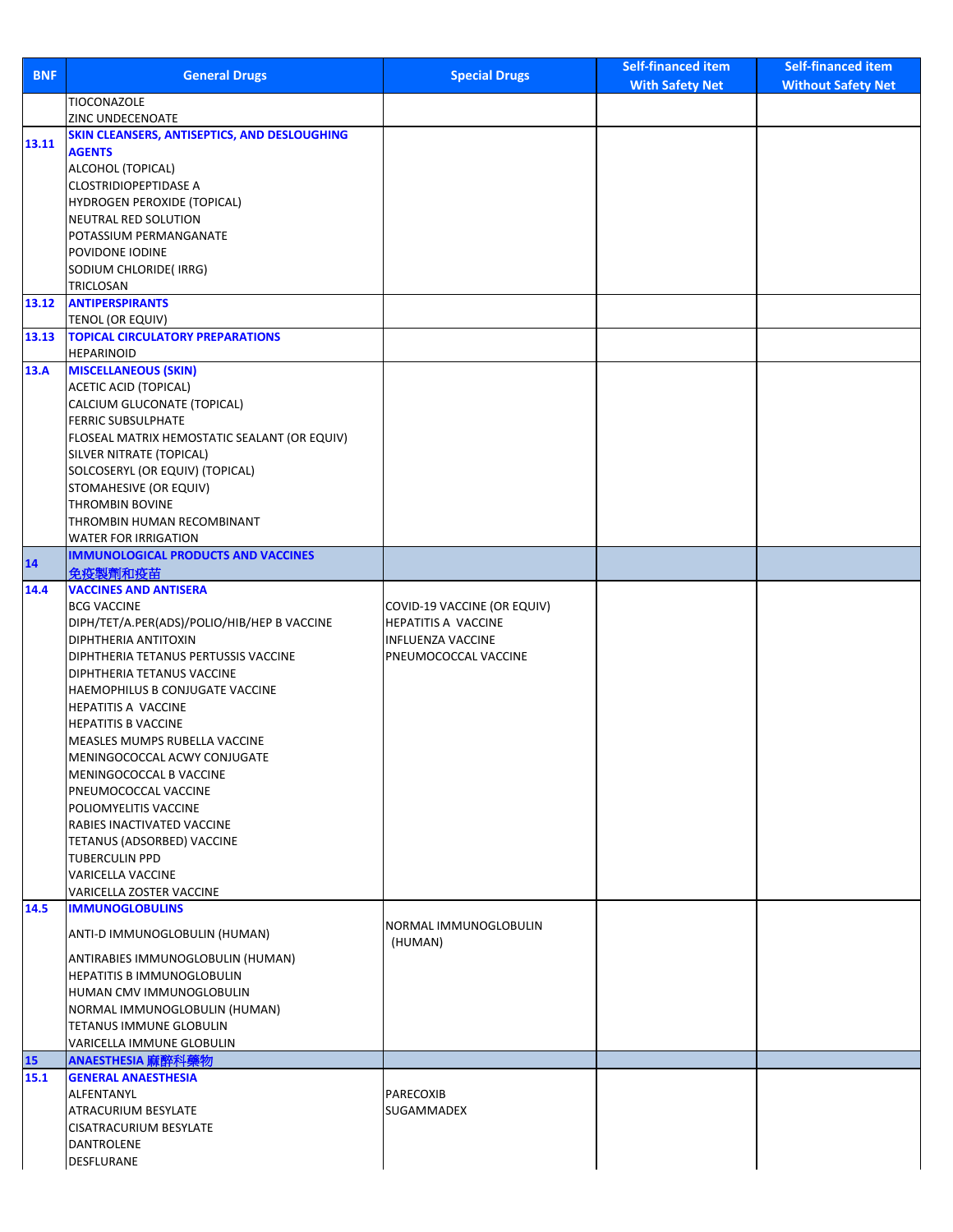| BNF | General Drugs | Special Drugs | Self-financed item With Safety Net | Self-financed item Without Safety Net |
|---|---|---|---|---|
| | TIOCONAZOLE<br>ZINC UNDECENOATE | | | |
| 13.11 | **SKIN CLEANSERS, ANTISEPTICS, AND DESLOUGHING AGENTS**<br>ALCOHOL (TOPICAL)<br>CLOSTRIDIOPEPTIDASE A<br>HYDROGEN PEROXIDE (TOPICAL)<br>NEUTRAL RED SOLUTION<br>POTASSIUM PERMANGANATE<br>POVIDONE IODINE<br>SODIUM CHLORIDE( IRRG)<br>TRICLOSAN | | | |
| 13.12 | **ANTIPERSPIRANTS**<br>TENOL (OR EQUIV) | | | |
| 13.13 | **TOPICAL CIRCULATORY PREPARATIONS**<br>HEPARINOID | | | |
| 13.A | **MISCELLANEOUS (SKIN)**<br>ACETIC ACID (TOPICAL)<br>CALCIUM GLUCONATE (TOPICAL)<br>FERRIC SUBSULPHATE<br>FLOSEAL MATRIX HEMOSTATIC SEALANT (OR EQUIV)<br>SILVER NITRATE (TOPICAL)<br>SOLCOSERYL (OR EQUIV) (TOPICAL)<br>STOMAHESIVE (OR EQUIV)<br>THROMBIN BOVINE<br>THROMBIN HUMAN RECOMBINANT<br>WATER FOR IRRIGATION | | | |
| 14 | **IMMUNOLOGICAL PRODUCTS AND VACCINES 免疫製劑和疫苗** | | | |
| 14.4 | **VACCINES AND ANTISERA**<br>BCG VACCINE<br>DIPH/TET/A.PER(ADS)/POLIO/HIB/HEP B VACCINE<br>DIPHTHERIA ANTITOXIN<br>DIPHTHERIA TETANUS PERTUSSIS VACCINE<br>DIPHTHERIA TETANUS VACCINE<br>HAEMOPHILUS B CONJUGATE VACCINE<br>HEPATITIS A VACCINE<br>HEPATITIS B VACCINE<br>MEASLES MUMPS RUBELLA VACCINE<br>MENINGOCOCCAL ACWY CONJUGATE<br>MENINGOCOCCAL B VACCINE<br>PNEUMOCOCCAL VACCINE<br>POLIOMYELITIS VACCINE<br>RABIES INACTIVATED VACCINE<br>TETANUS (ADSORBED) VACCINE<br>TUBERCULIN PPD<br>VARICELLA VACCINE<br>VARICELLA ZOSTER VACCINE | COVID-19 VACCINE (OR EQUIV)<br>HEPATITIS A VACCINE<br>INFLUENZA VACCINE<br>PNEUMOCOCCAL VACCINE | | |
| 14.5 | **IMMUNOGLOBULINS**<br>ANTI-D IMMUNOGLOBULIN (HUMAN)<br>ANTIRABIES IMMUNOGLOBULIN (HUMAN)<br>HEPATITIS B IMMUNOGLOBULIN<br>HUMAN CMV IMMUNOGLOBULIN<br>NORMAL IMMUNOGLOBULIN (HUMAN)<br>TETANUS IMMUNE GLOBULIN<br>VARICELLA IMMUNE GLOBULIN | NORMAL IMMUNOGLOBULIN (HUMAN) | | |
| 15 | **ANAESTHESIA 麻醉科藥物** | | | |
| 15.1 | **GENERAL ANAESTHESIA**<br>ALFENTANYL<br>ATRACURIUM BESYLATE<br>CISATRACURIUM BESYLATE<br>DANTROLENE<br>DESFLURANE | PARECOXIB<br>SUGAMMADEX | | |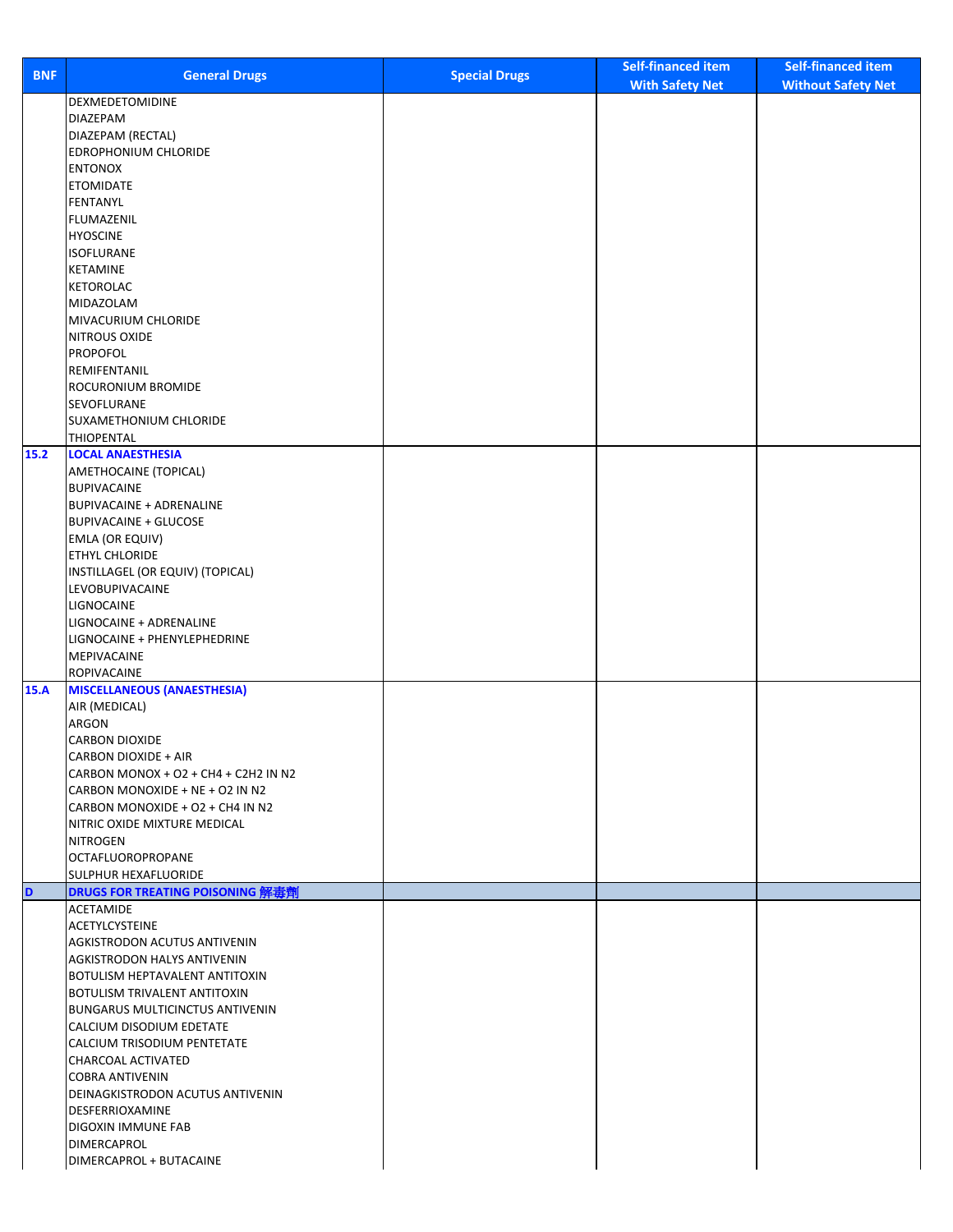| BNF | General Drugs | Special Drugs | Self-financed item With Safety Net | Self-financed item Without Safety Net |
|---|---|---|---|---|
| | DEXMEDETOMIDINE | | | |
| | DIAZEPAM | | | |
| | DIAZEPAM (RECTAL) | | | |
| | EDROPHONIUM CHLORIDE | | | |
| | ENTONOX | | | |
| | ETOMIDATE | | | |
| | FENTANYL | | | |
| | FLUMAZENIL | | | |
| | HYOSCINE | | | |
| | ISOFLURANE | | | |
| | KETAMINE | | | |
| | KETOROLAC | | | |
| | MIDAZOLAM | | | |
| | MIVACURIUM CHLORIDE | | | |
| | NITROUS OXIDE | | | |
| | PROPOFOL | | | |
| | REMIFENTANIL | | | |
| | ROCURONIUM BROMIDE | | | |
| | SEVOFLURANE | | | |
| | SUXAMETHONIUM CHLORIDE | | | |
| | THIOPENTAL | | | |
| 15.2 | **LOCAL ANAESTHESIA** | | | |
| | AMETHOCAINE (TOPICAL) | | | |
| | BUPIVACAINE | | | |
| | BUPIVACAINE + ADRENALINE | | | |
| | BUPIVACAINE + GLUCOSE | | | |
| | EMLA (OR EQUIV) | | | |
| | ETHYL CHLORIDE | | | |
| | INSTILLAGEL (OR EQUIV) (TOPICAL) | | | |
| | LEVOBUPIVACAINE | | | |
| | LIGNOCAINE | | | |
| | LIGNOCAINE + ADRENALINE | | | |
| | LIGNOCAINE + PHENYLEPHEDRINE | | | |
| | MEPIVACAINE | | | |
| | ROPIVACAINE | | | |
| 15.A | **MISCELLANEOUS (ANAESTHESIA)** | | | |
| | AIR (MEDICAL) | | | |
| | ARGON | | | |
| | CARBON DIOXIDE | | | |
| | CARBON DIOXIDE + AIR | | | |
| | CARBON MONOX + O2 + CH4 + C2H2 IN N2 | | | |
| | CARBON MONOXIDE + NE + O2 IN N2 | | | |
| | CARBON MONOXIDE + O2 + CH4 IN N2 | | | |
| | NITRIC OXIDE MIXTURE MEDICAL | | | |
| | NITROGEN | | | |
| | OCTAFLUOROPROPANE | | | |
| | SULPHUR HEXAFLUORIDE | | | |
| D | **DRUGS FOR TREATING POISONING 解毒劑** | | | |
| | ACETAMIDE | | | |
| | ACETYLCYSTEINE | | | |
| | AGKISTRODON ACUTUS ANTIVENIN | | | |
| | AGKISTRODON HALYS ANTIVENIN | | | |
| | BOTULISM HEPTAVALENT ANTITOXIN | | | |
| | BOTULISM TRIVALENT ANTITOXIN | | | |
| | BUNGARUS MULTICINCTUS ANTIVENIN | | | |
| | CALCIUM DISODIUM EDETATE | | | |
| | CALCIUM TRISODIUM PENTETATE | | | |
| | CHARCOAL ACTIVATED | | | |
| | COBRA ANTIVENIN | | | |
| | DEINAGKISTRODON ACUTUS ANTIVENIN | | | |
| | DESFERRIOXAMINE | | | |
| | DIGOXIN IMMUNE FAB | | | |
| | DIMERCAPROL | | | |
| | DIMERCAPROL + BUTACAINE | | | |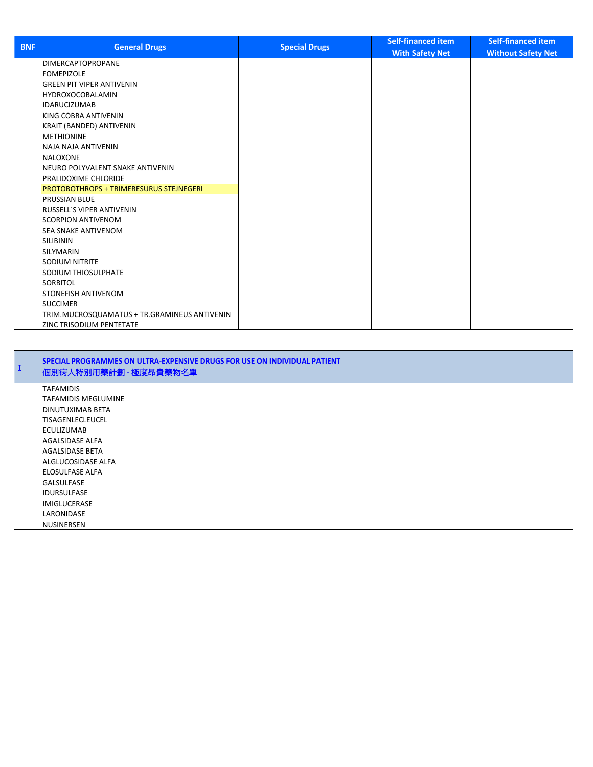| BNF | General Drugs | Special Drugs | Self-financed item With Safety Net | Self-financed item Without Safety Net |
| --- | --- | --- | --- | --- |
| | DIMERCAPTOPROPANE | | | |
| | FOMEPIZOLE | | | |
| | GREEN PIT VIPER ANTIVENIN | | | |
| | HYDROXOCOBALAMIN | | | |
| | IDARUCIZUMAB | | | |
| | KING COBRA ANTIVENIN | | | |
| | KRAIT (BANDED) ANTIVENIN | | | |
| | METHIONINE | | | |
| | NAJA NAJA ANTIVENIN | | | |
| | NALOXONE | | | |
| | NEURO POLYVALENT SNAKE ANTIVENIN | | | |
| | PRALIDOXIME CHLORIDE | | | |
| | PROTOBOTHROPS + TRIMERESURUS STEJNEGERI | | | |
| | PRUSSIAN BLUE | | | |
| | RUSSELL`S VIPER ANTIVENIN | | | |
| | SCORPION ANTIVENOM | | | |
| | SEA SNAKE ANTIVENOM | | | |
| | SILIBININ | | | |
| | SILYMARIN | | | |
| | SODIUM NITRITE | | | |
| | SODIUM THIOSULPHATE | | | |
| | SORBITOL | | | |
| | STONEFISH ANTIVENOM | | | |
| | SUCCIMER | | | |
| | TRIM.MUCROSQUAMATUS + TR.GRAMINEUS ANTIVENIN | | | |
| | ZINC TRISODIUM PENTETATE | | | |

| I | SPECIAL PROGRAMMES ON ULTRA-EXPENSIVE DRUGS FOR USE ON INDIVIDUAL PATIENT 個別病人特別用藥計劃 - 極度昂貴藥物名單 |
| --- | --- |
| | TAFAMIDIS |
| | TAFAMIDIS MEGLUMINE |
| | DINUTUXIMAB BETA |
| | TISAGENLECLEUCEL |
| | ECULIZUMAB |
| | AGALSIDASE ALFA |
| | AGALSIDASE BETA |
| | ALGLUCOSIDASE ALFA |
| | ELOSULFASE ALFA |
| | GALSULFASE |
| | IDURSULFASE |
| | IMIGLUCERASE |
| | LARONIDASE |
| | NUSINERSEN |